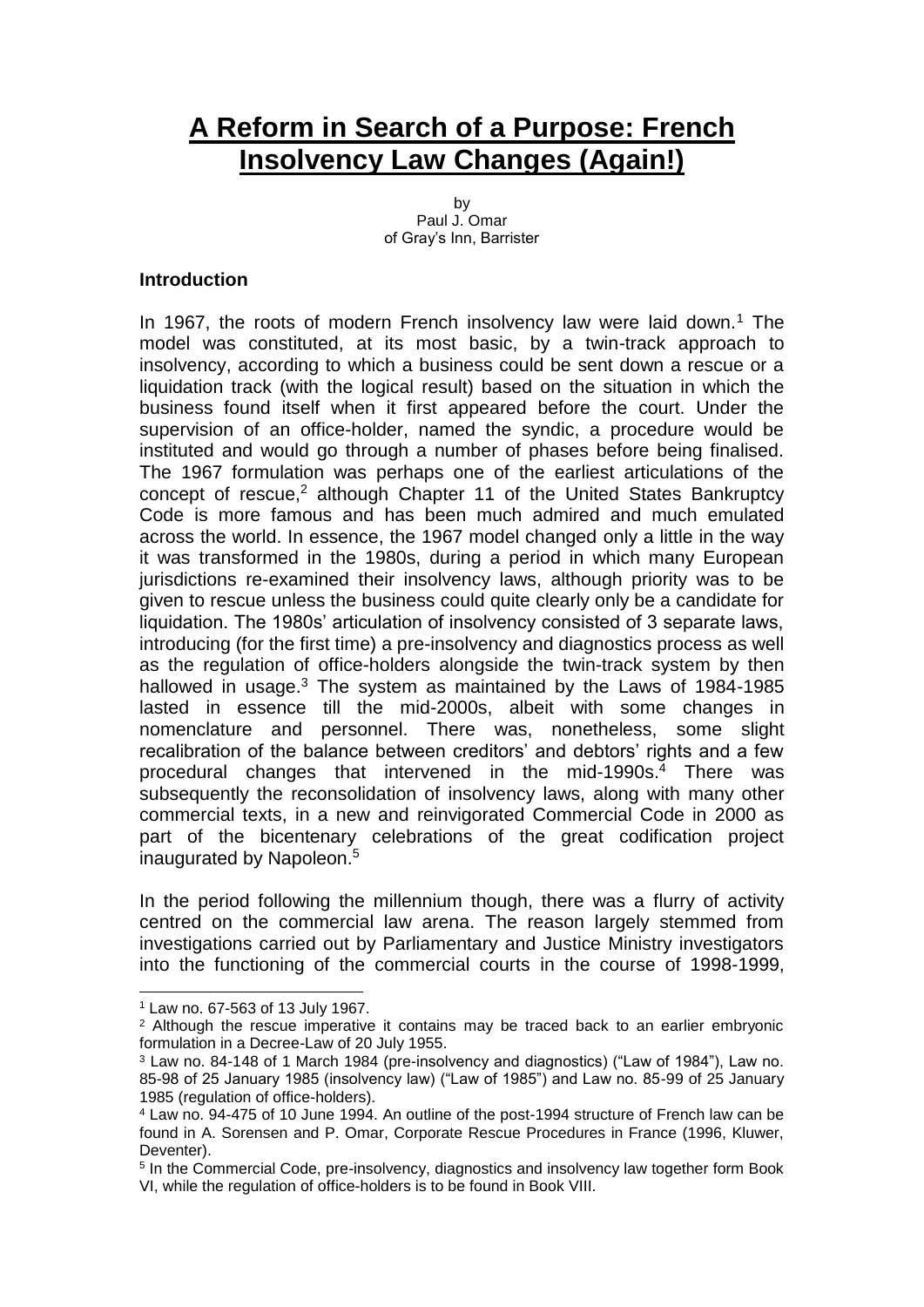# A Reform in Search of a Purpose: French Insolvency Law Changes (Again!)

by
Paul J. Omar
of Gray's Inn, Barrister

## Introduction

In 1967, the roots of modern French insolvency law were laid down.[1] The model was constituted, at its most basic, by a twin-track approach to insolvency, according to which a business could be sent down a rescue or a liquidation track (with the logical result) based on the situation in which the business found itself when it first appeared before the court. Under the supervision of an office-holder, named the syndic, a procedure would be instituted and would go through a number of phases before being finalised. The 1967 formulation was perhaps one of the earliest articulations of the concept of rescue,[2] although Chapter 11 of the United States Bankruptcy Code is more famous and has been much admired and much emulated across the world. In essence, the 1967 model changed only a little in the way it was transformed in the 1980s, during a period in which many European jurisdictions re-examined their insolvency laws, although priority was to be given to rescue unless the business could quite clearly only be a candidate for liquidation. The 1980s' articulation of insolvency consisted of 3 separate laws, introducing (for the first time) a pre-insolvency and diagnostics process as well as the regulation of office-holders alongside the twin-track system by then hallowed in usage.[3] The system as maintained by the Laws of 1984-1985 lasted in essence till the mid-2000s, albeit with some changes in nomenclature and personnel. There was, nonetheless, some slight recalibration of the balance between creditors' and debtors' rights and a few procedural changes that intervened in the mid-1990s.[4] There was subsequently the reconsolidation of insolvency laws, along with many other commercial texts, in a new and reinvigorated Commercial Code in 2000 as part of the bicentenary celebrations of the great codification project inaugurated by Napoleon.[5]

In the period following the millennium though, there was a flurry of activity centred on the commercial law arena. The reason largely stemmed from investigations carried out by Parliamentary and Justice Ministry investigators into the functioning of the commercial courts in the course of 1998-1999,

---

[1] Law no. 67-563 of 13 July 1967.

[2] Although the rescue imperative it contains may be traced back to an earlier embryonic formulation in a Decree-Law of 20 July 1955.

[3] Law no. 84-148 of 1 March 1984 (pre-insolvency and diagnostics) ("Law of 1984"), Law no. 85-98 of 25 January 1985 (insolvency law) ("Law of 1985") and Law no. 85-99 of 25 January 1985 (regulation of office-holders).

[4] Law no. 94-475 of 10 June 1994. An outline of the post-1994 structure of French law can be found in A. Sorensen and P. Omar, Corporate Rescue Procedures in France (1996, Kluwer, Deventer).

[5] In the Commercial Code, pre-insolvency, diagnostics and insolvency law together form Book VI, while the regulation of office-holders is to be found in Book VIII.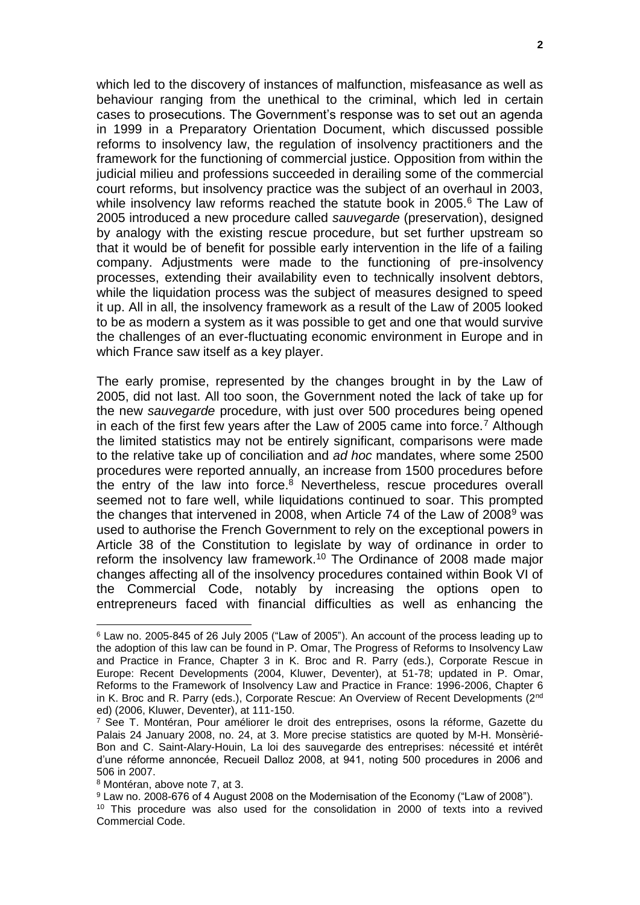which led to the discovery of instances of malfunction, misfeasance as well as behaviour ranging from the unethical to the criminal, which led in certain cases to prosecutions. The Government's response was to set out an agenda in 1999 in a Preparatory Orientation Document, which discussed possible reforms to insolvency law, the regulation of insolvency practitioners and the framework for the functioning of commercial justice. Opposition from within the judicial milieu and professions succeeded in derailing some of the commercial court reforms, but insolvency practice was the subject of an overhaul in 2003, while insolvency law reforms reached the statute book in 2005.[6] The Law of 2005 introduced a new procedure called *sauvegarde* (preservation), designed by analogy with the existing rescue procedure, but set further upstream so that it would be of benefit for possible early intervention in the life of a failing company. Adjustments were made to the functioning of pre-insolvency processes, extending their availability even to technically insolvent debtors, while the liquidation process was the subject of measures designed to speed it up. All in all, the insolvency framework as a result of the Law of 2005 looked to be as modern a system as it was possible to get and one that would survive the challenges of an ever-fluctuating economic environment in Europe and in which France saw itself as a key player.

The early promise, represented by the changes brought in by the Law of 2005, did not last. All too soon, the Government noted the lack of take up for the new *sauvegarde* procedure, with just over 500 procedures being opened in each of the first few years after the Law of 2005 came into force.[7] Although the limited statistics may not be entirely significant, comparisons were made to the relative take up of conciliation and *ad hoc* mandates, where some 2500 procedures were reported annually, an increase from 1500 procedures before the entry of the law into force.[8] Nevertheless, rescue procedures overall seemed not to fare well, while liquidations continued to soar. This prompted the changes that intervened in 2008, when Article 74 of the Law of 2008[9] was used to authorise the French Government to rely on the exceptional powers in Article 38 of the Constitution to legislate by way of ordinance in order to reform the insolvency law framework.[10] The Ordinance of 2008 made major changes affecting all of the insolvency procedures contained within Book VI of the Commercial Code, notably by increasing the options open to entrepreneurs faced with financial difficulties as well as enhancing the

[6] Law no. 2005-845 of 26 July 2005 ("Law of 2005"). An account of the process leading up to the adoption of this law can be found in P. Omar, The Progress of Reforms to Insolvency Law and Practice in France, Chapter 3 in K. Broc and R. Parry (eds.), Corporate Rescue in Europe: Recent Developments (2004, Kluwer, Deventer), at 51-78; updated in P. Omar, Reforms to the Framework of Insolvency Law and Practice in France: 1996-2006, Chapter 6 in K. Broc and R. Parry (eds.), Corporate Rescue: An Overview of Recent Developments (2nd ed) (2006, Kluwer, Deventer), at 111-150.

[7] See T. Montéran, Pour améliorer le droit des entreprises, osons la réforme, Gazette du Palais 24 January 2008, no. 24, at 3. More precise statistics are quoted by M-H. Monsèrié-Bon and C. Saint-Alary-Houin, La loi des sauvegarde des entreprises: nécessité et intérêt d'une réforme annoncée, Recueil Dalloz 2008, at 941, noting 500 procedures in 2006 and 506 in 2007.

[8] Montéran, above note 7, at 3.

[9] Law no. 2008-676 of 4 August 2008 on the Modernisation of the Economy ("Law of 2008").

[10] This procedure was also used for the consolidation in 2000 of texts into a revived Commercial Code.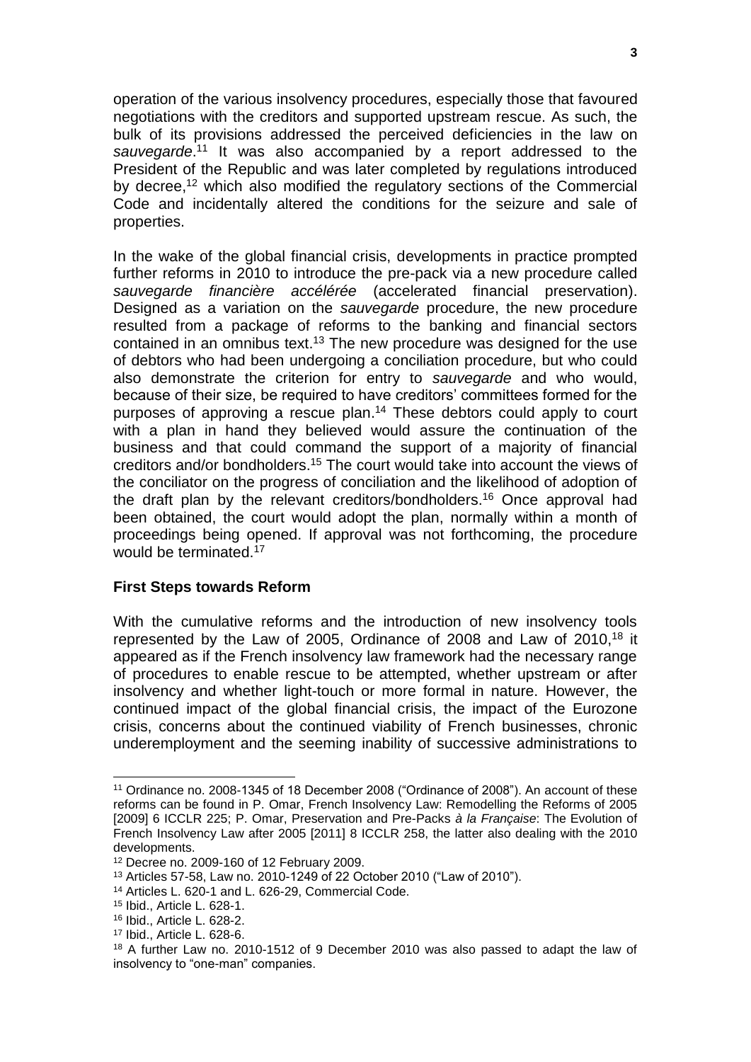operation of the various insolvency procedures, especially those that favoured negotiations with the creditors and supported upstream rescue. As such, the bulk of its provisions addressed the perceived deficiencies in the law on *sauvegarde*.[11] It was also accompanied by a report addressed to the President of the Republic and was later completed by regulations introduced by decree,[12] which also modified the regulatory sections of the Commercial Code and incidentally altered the conditions for the seizure and sale of properties.

In the wake of the global financial crisis, developments in practice prompted further reforms in 2010 to introduce the pre-pack via a new procedure called *sauvegarde financière accélérée* (accelerated financial preservation). Designed as a variation on the *sauvegarde* procedure, the new procedure resulted from a package of reforms to the banking and financial sectors contained in an omnibus text.[13] The new procedure was designed for the use of debtors who had been undergoing a conciliation procedure, but who could also demonstrate the criterion for entry to *sauvegarde* and who would, because of their size, be required to have creditors' committees formed for the purposes of approving a rescue plan.[14] These debtors could apply to court with a plan in hand they believed would assure the continuation of the business and that could command the support of a majority of financial creditors and/or bondholders.[15] The court would take into account the views of the conciliator on the progress of conciliation and the likelihood of adoption of the draft plan by the relevant creditors/bondholders.[16] Once approval had been obtained, the court would adopt the plan, normally within a month of proceedings being opened. If approval was not forthcoming, the procedure would be terminated.[17]

**First Steps towards Reform**

With the cumulative reforms and the introduction of new insolvency tools represented by the Law of 2005, Ordinance of 2008 and Law of 2010,[18] it appeared as if the French insolvency law framework had the necessary range of procedures to enable rescue to be attempted, whether upstream or after insolvency and whether light-touch or more formal in nature. However, the continued impact of the global financial crisis, the impact of the Eurozone crisis, concerns about the continued viability of French businesses, chronic underemployment and the seeming inability of successive administrations to

---

[11] Ordinance no. 2008-1345 of 18 December 2008 ("Ordinance of 2008"). An account of these reforms can be found in P. Omar, French Insolvency Law: Remodelling the Reforms of 2005 [2009] 6 ICCLR 225; P. Omar, Preservation and Pre-Packs *à la Française*: The Evolution of French Insolvency Law after 2005 [2011] 8 ICCLR 258, the latter also dealing with the 2010 developments.

[12] Decree no. 2009-160 of 12 February 2009.

[13] Articles 57-58, Law no. 2010-1249 of 22 October 2010 ("Law of 2010").

[14] Articles L. 620-1 and L. 626-29, Commercial Code.

[15] Ibid., Article L. 628-1.

[16] Ibid., Article L. 628-2.

[17] Ibid., Article L. 628-6.

[18] A further Law no. 2010-1512 of 9 December 2010 was also passed to adapt the law of insolvency to "one-man" companies.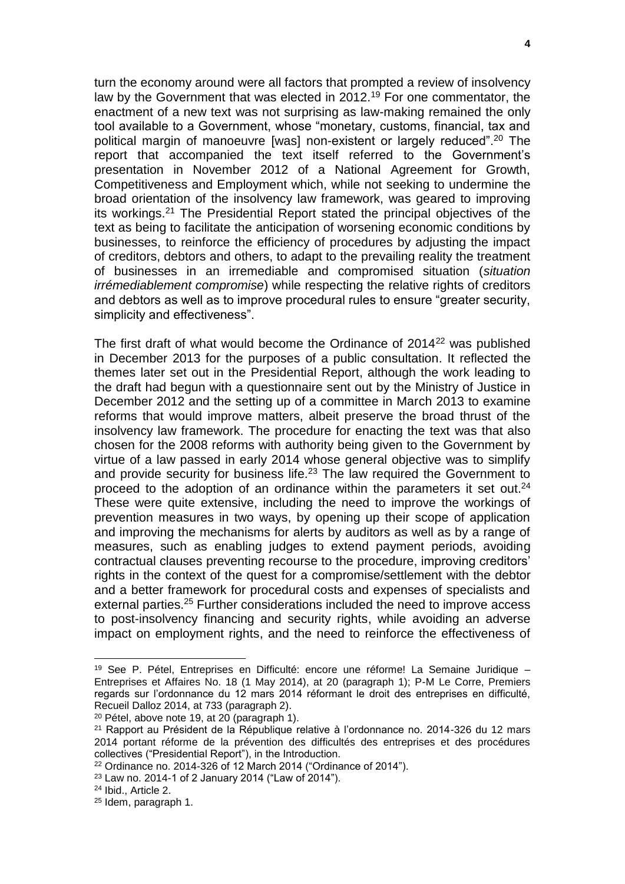turn the economy around were all factors that prompted a review of insolvency law by the Government that was elected in 2012.[19] For one commentator, the enactment of a new text was not surprising as law-making remained the only tool available to a Government, whose "monetary, customs, financial, tax and political margin of manoeuvre [was] non-existent or largely reduced".[20] The report that accompanied the text itself referred to the Government's presentation in November 2012 of a National Agreement for Growth, Competitiveness and Employment which, while not seeking to undermine the broad orientation of the insolvency law framework, was geared to improving its workings.[21] The Presidential Report stated the principal objectives of the text as being to facilitate the anticipation of worsening economic conditions by businesses, to reinforce the efficiency of procedures by adjusting the impact of creditors, debtors and others, to adapt to the prevailing reality the treatment of businesses in an irremediable and compromised situation (*situation irrémediablement compromise*) while respecting the relative rights of creditors and debtors as well as to improve procedural rules to ensure "greater security, simplicity and effectiveness".

The first draft of what would become the Ordinance of 2014[22] was published in December 2013 for the purposes of a public consultation. It reflected the themes later set out in the Presidential Report, although the work leading to the draft had begun with a questionnaire sent out by the Ministry of Justice in December 2012 and the setting up of a committee in March 2013 to examine reforms that would improve matters, albeit preserve the broad thrust of the insolvency law framework. The procedure for enacting the text was that also chosen for the 2008 reforms with authority being given to the Government by virtue of a law passed in early 2014 whose general objective was to simplify and provide security for business life.[23] The law required the Government to proceed to the adoption of an ordinance within the parameters it set out.[24] These were quite extensive, including the need to improve the workings of prevention measures in two ways, by opening up their scope of application and improving the mechanisms for alerts by auditors as well as by a range of measures, such as enabling judges to extend payment periods, avoiding contractual clauses preventing recourse to the procedure, improving creditors' rights in the context of the quest for a compromise/settlement with the debtor and a better framework for procedural costs and expenses of specialists and external parties.[25] Further considerations included the need to improve access to post-insolvency financing and security rights, while avoiding an adverse impact on employment rights, and the need to reinforce the effectiveness of

---

[19] See P. Pétel, Entreprises en Difficulté: encore une réforme! La Semaine Juridique – Entreprises et Affaires No. 18 (1 May 2014), at 20 (paragraph 1); P-M Le Corre, Premiers regards sur l'ordonnance du 12 mars 2014 réformant le droit des entreprises en difficulté, Recueil Dalloz 2014, at 733 (paragraph 2).

[20] Pétel, above note 19, at 20 (paragraph 1).

[21] Rapport au Président de la République relative à l'ordonnance no. 2014-326 du 12 mars 2014 portant réforme de la prévention des difficultés des entreprises et des procédures collectives ("Presidential Report"), in the Introduction.

[22] Ordinance no. 2014-326 of 12 March 2014 ("Ordinance of 2014").

[23] Law no. 2014-1 of 2 January 2014 ("Law of 2014").

[24] Ibid., Article 2.

[25] Idem, paragraph 1.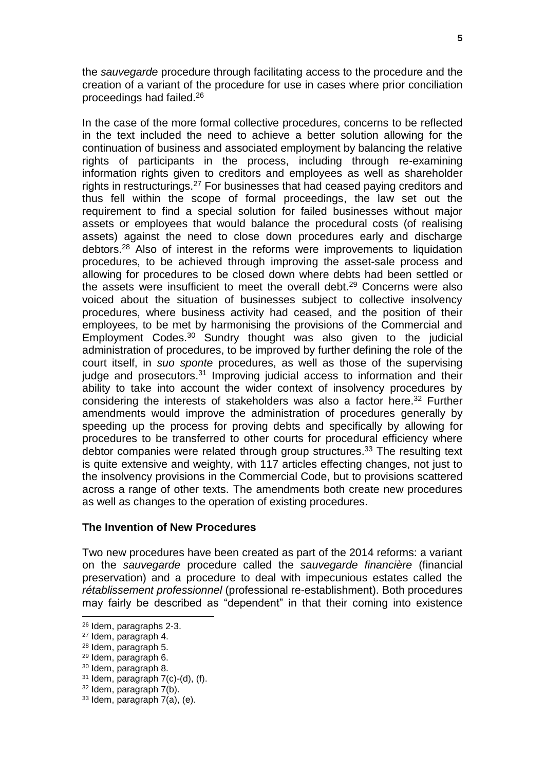the *sauvegarde* procedure through facilitating access to the procedure and the creation of a variant of the procedure for use in cases where prior conciliation proceedings had failed.[26]

In the case of the more formal collective procedures, concerns to be reflected in the text included the need to achieve a better solution allowing for the continuation of business and associated employment by balancing the relative rights of participants in the process, including through re-examining information rights given to creditors and employees as well as shareholder rights in restructurings.[27] For businesses that had ceased paying creditors and thus fell within the scope of formal proceedings, the law set out the requirement to find a special solution for failed businesses without major assets or employees that would balance the procedural costs (of realising assets) against the need to close down procedures early and discharge debtors.[28] Also of interest in the reforms were improvements to liquidation procedures, to be achieved through improving the asset-sale process and allowing for procedures to be closed down where debts had been settled or the assets were insufficient to meet the overall debt.[29] Concerns were also voiced about the situation of businesses subject to collective insolvency procedures, where business activity had ceased, and the position of their employees, to be met by harmonising the provisions of the Commercial and Employment Codes.[30] Sundry thought was also given to the judicial administration of procedures, to be improved by further defining the role of the court itself, in *suo sponte* procedures, as well as those of the supervising judge and prosecutors.[31] Improving judicial access to information and their ability to take into account the wider context of insolvency procedures by considering the interests of stakeholders was also a factor here.[32] Further amendments would improve the administration of procedures generally by speeding up the process for proving debts and specifically by allowing for procedures to be transferred to other courts for procedural efficiency where debtor companies were related through group structures.[33] The resulting text is quite extensive and weighty, with 117 articles effecting changes, not just to the insolvency provisions in the Commercial Code, but to provisions scattered across a range of other texts. The amendments both create new procedures as well as changes to the operation of existing procedures.

**The Invention of New Procedures**

Two new procedures have been created as part of the 2014 reforms: a variant on the *sauvegarde* procedure called the *sauvegarde financière* (financial preservation) and a procedure to deal with impecunious estates called the *rétablissement professionnel* (professional re-establishment). Both procedures may fairly be described as "dependent" in that their coming into existence

[26] Idem, paragraphs 2-3.
[27] Idem, paragraph 4.
[28] Idem, paragraph 5.
[29] Idem, paragraph 6.
[30] Idem, paragraph 8.
[31] Idem, paragraph 7(c)-(d), (f).
[32] Idem, paragraph 7(b).
[33] Idem, paragraph 7(a), (e).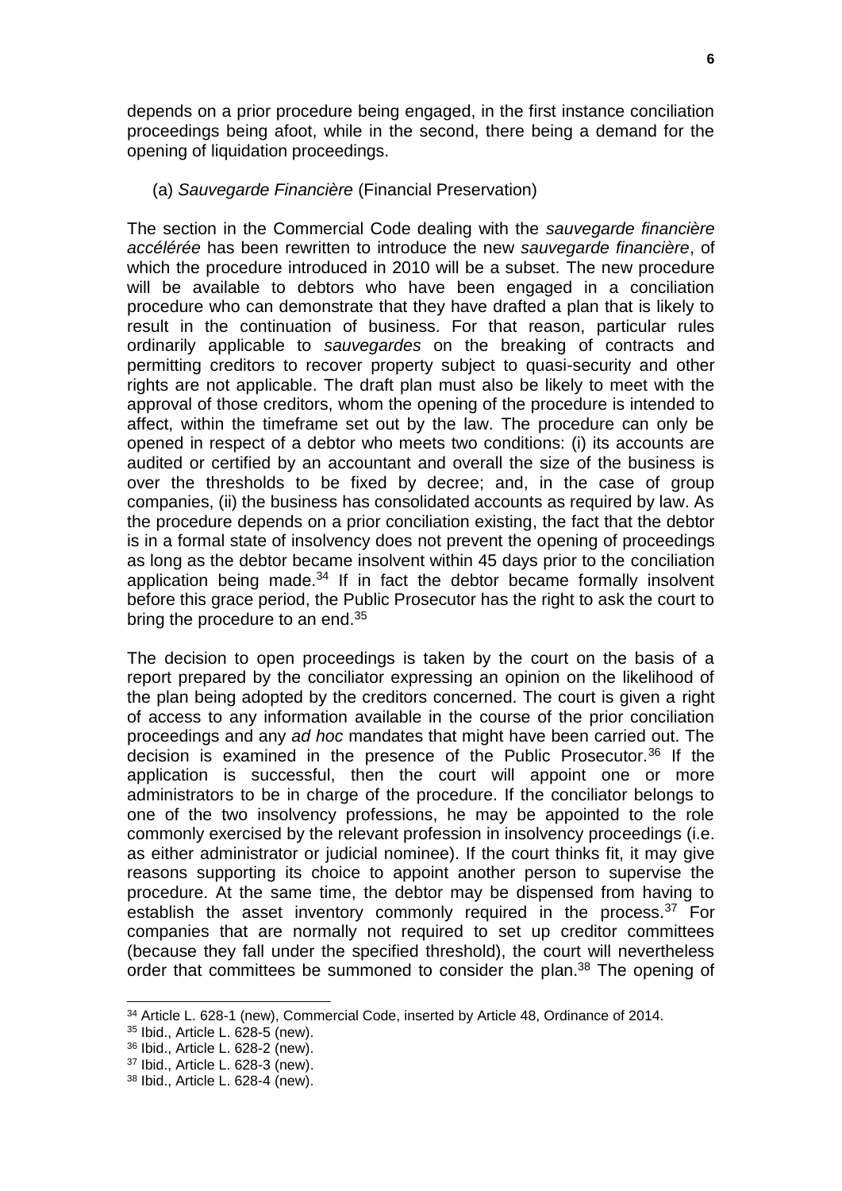depends on a prior procedure being engaged, in the first instance conciliation proceedings being afoot, while in the second, there being a demand for the opening of liquidation proceedings.

(a) *Sauvegarde Financière* (Financial Preservation)

The section in the Commercial Code dealing with the *sauvegarde financière accélérée* has been rewritten to introduce the new *sauvegarde financière*, of which the procedure introduced in 2010 will be a subset. The new procedure will be available to debtors who have been engaged in a conciliation procedure who can demonstrate that they have drafted a plan that is likely to result in the continuation of business. For that reason, particular rules ordinarily applicable to *sauvegardes* on the breaking of contracts and permitting creditors to recover property subject to quasi-security and other rights are not applicable. The draft plan must also be likely to meet with the approval of those creditors, whom the opening of the procedure is intended to affect, within the timeframe set out by the law. The procedure can only be opened in respect of a debtor who meets two conditions: (i) its accounts are audited or certified by an accountant and overall the size of the business is over the thresholds to be fixed by decree; and, in the case of group companies, (ii) the business has consolidated accounts as required by law. As the procedure depends on a prior conciliation existing, the fact that the debtor is in a formal state of insolvency does not prevent the opening of proceedings as long as the debtor became insolvent within 45 days prior to the conciliation application being made.[34] If in fact the debtor became formally insolvent before this grace period, the Public Prosecutor has the right to ask the court to bring the procedure to an end.[35]

The decision to open proceedings is taken by the court on the basis of a report prepared by the conciliator expressing an opinion on the likelihood of the plan being adopted by the creditors concerned. The court is given a right of access to any information available in the course of the prior conciliation proceedings and any *ad hoc* mandates that might have been carried out. The decision is examined in the presence of the Public Prosecutor.[36] If the application is successful, then the court will appoint one or more administrators to be in charge of the procedure. If the conciliator belongs to one of the two insolvency professions, he may be appointed to the role commonly exercised by the relevant profession in insolvency proceedings (i.e. as either administrator or judicial nominee). If the court thinks fit, it may give reasons supporting its choice to appoint another person to supervise the procedure. At the same time, the debtor may be dispensed from having to establish the asset inventory commonly required in the process.[37] For companies that are normally not required to set up creditor committees (because they fall under the specified threshold), the court will nevertheless order that committees be summoned to consider the plan.[38] The opening of

---

[34] Article L. 628-1 (new), Commercial Code, inserted by Article 48, Ordinance of 2014.

[35] Ibid., Article L. 628-5 (new).

[36] Ibid., Article L. 628-2 (new).

[37] Ibid., Article L. 628-3 (new).

[38] Ibid., Article L. 628-4 (new).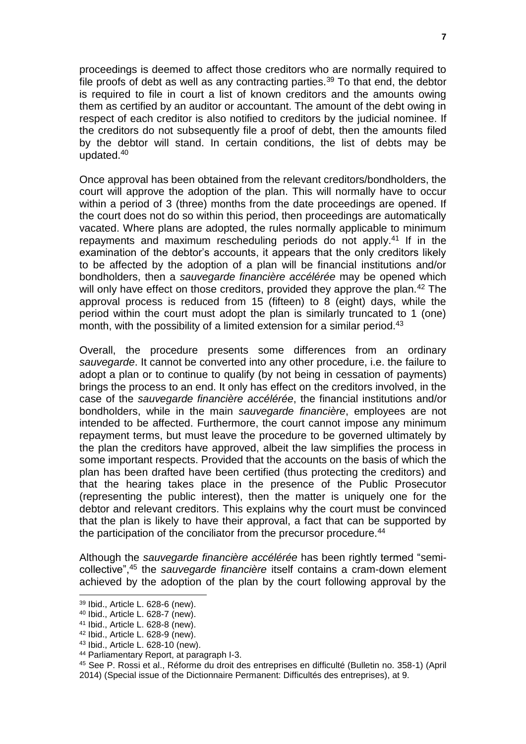proceedings is deemed to affect those creditors who are normally required to file proofs of debt as well as any contracting parties.[39] To that end, the debtor is required to file in court a list of known creditors and the amounts owing them as certified by an auditor or accountant. The amount of the debt owing in respect of each creditor is also notified to creditors by the judicial nominee. If the creditors do not subsequently file a proof of debt, then the amounts filed by the debtor will stand. In certain conditions, the list of debts may be updated.[40]

Once approval has been obtained from the relevant creditors/bondholders, the court will approve the adoption of the plan. This will normally have to occur within a period of 3 (three) months from the date proceedings are opened. If the court does not do so within this period, then proceedings are automatically vacated. Where plans are adopted, the rules normally applicable to minimum repayments and maximum rescheduling periods do not apply.[41] If in the examination of the debtor's accounts, it appears that the only creditors likely to be affected by the adoption of a plan will be financial institutions and/or bondholders, then a *sauvegarde financière accélérée* may be opened which will only have effect on those creditors, provided they approve the plan.[42] The approval process is reduced from 15 (fifteen) to 8 (eight) days, while the period within the court must adopt the plan is similarly truncated to 1 (one) month, with the possibility of a limited extension for a similar period.[43]

Overall, the procedure presents some differences from an ordinary *sauvegarde*. It cannot be converted into any other procedure, i.e. the failure to adopt a plan or to continue to qualify (by not being in cessation of payments) brings the process to an end. It only has effect on the creditors involved, in the case of the *sauvegarde financière accélérée*, the financial institutions and/or bondholders, while in the main *sauvegarde financière*, employees are not intended to be affected. Furthermore, the court cannot impose any minimum repayment terms, but must leave the procedure to be governed ultimately by the plan the creditors have approved, albeit the law simplifies the process in some important respects. Provided that the accounts on the basis of which the plan has been drafted have been certified (thus protecting the creditors) and that the hearing takes place in the presence of the Public Prosecutor (representing the public interest), then the matter is uniquely one for the debtor and relevant creditors. This explains why the court must be convinced that the plan is likely to have their approval, a fact that can be supported by the participation of the conciliator from the precursor procedure.[44]

Although the *sauvegarde financière accélérée* has been rightly termed "semi-collective",[45] the *sauvegarde financière* itself contains a cram-down element achieved by the adoption of the plan by the court following approval by the

---

[39] Ibid., Article L. 628-6 (new).

[40] Ibid., Article L. 628-7 (new).

[41] Ibid., Article L. 628-8 (new).

[42] Ibid., Article L. 628-9 (new).

[43] Ibid., Article L. 628-10 (new).

[44] Parliamentary Report, at paragraph I-3.

[45] See P. Rossi et al., Réforme du droit des entreprises en difficulté (Bulletin no. 358-1) (April 2014) (Special issue of the Dictionnaire Permanent: Difficultés des entreprises), at 9.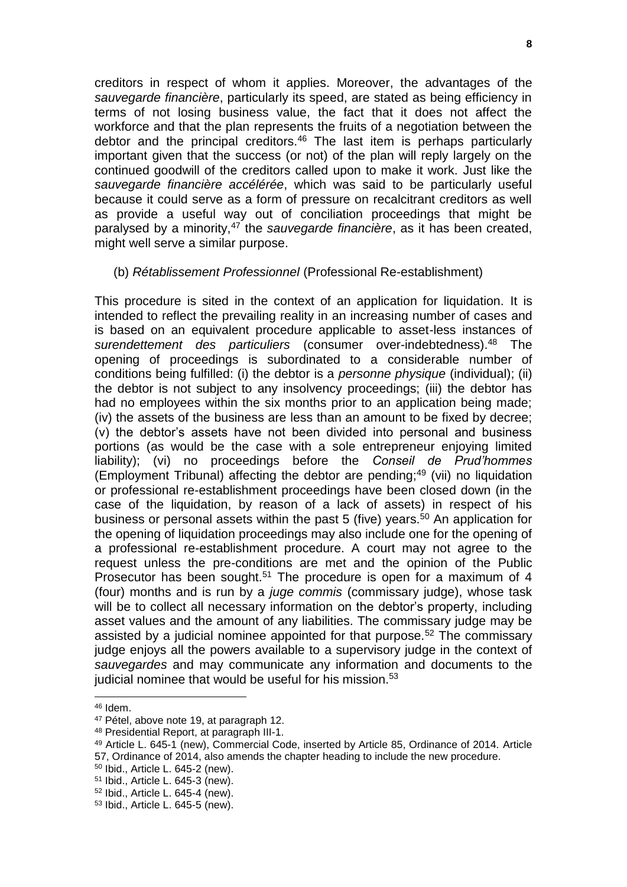creditors in respect of whom it applies. Moreover, the advantages of the *sauvegarde financière*, particularly its speed, are stated as being efficiency in terms of not losing business value, the fact that it does not affect the workforce and that the plan represents the fruits of a negotiation between the debtor and the principal creditors.[46] The last item is perhaps particularly important given that the success (or not) of the plan will reply largely on the continued goodwill of the creditors called upon to make it work. Just like the *sauvegarde financière accélérée*, which was said to be particularly useful because it could serve as a form of pressure on recalcitrant creditors as well as provide a useful way out of conciliation proceedings that might be paralysed by a minority,[47] the *sauvegarde financière*, as it has been created, might well serve a similar purpose.

(b) *Rétablissement Professionnel* (Professional Re-establishment)

This procedure is sited in the context of an application for liquidation. It is intended to reflect the prevailing reality in an increasing number of cases and is based on an equivalent procedure applicable to asset-less instances of *surendettement des particuliers* (consumer over-indebtedness).[48] The opening of proceedings is subordinated to a considerable number of conditions being fulfilled: (i) the debtor is a *personne physique* (individual); (ii) the debtor is not subject to any insolvency proceedings; (iii) the debtor has had no employees within the six months prior to an application being made; (iv) the assets of the business are less than an amount to be fixed by decree; (v) the debtor's assets have not been divided into personal and business portions (as would be the case with a sole entrepreneur enjoying limited liability); (vi) no proceedings before the *Conseil de Prud'hommes* (Employment Tribunal) affecting the debtor are pending;[49] (vii) no liquidation or professional re-establishment proceedings have been closed down (in the case of the liquidation, by reason of a lack of assets) in respect of his business or personal assets within the past 5 (five) years.[50] An application for the opening of liquidation proceedings may also include one for the opening of a professional re-establishment procedure. A court may not agree to the request unless the pre-conditions are met and the opinion of the Public Prosecutor has been sought.[51] The procedure is open for a maximum of 4 (four) months and is run by a *juge commis* (commissary judge), whose task will be to collect all necessary information on the debtor's property, including asset values and the amount of any liabilities. The commissary judge may be assisted by a judicial nominee appointed for that purpose.[52] The commissary judge enjoys all the powers available to a supervisory judge in the context of *sauvegardes* and may communicate any information and documents to the judicial nominee that would be useful for his mission.[53]

---

[46] Idem.

[47] Pétel, above note 19, at paragraph 12.

[48] Presidential Report, at paragraph III-1.

[49] Article L. 645-1 (new), Commercial Code, inserted by Article 85, Ordinance of 2014. Article 57, Ordinance of 2014, also amends the chapter heading to include the new procedure.

[50] Ibid., Article L. 645-2 (new).

[51] Ibid., Article L. 645-3 (new).

[52] Ibid., Article L. 645-4 (new).

[53] Ibid., Article L. 645-5 (new).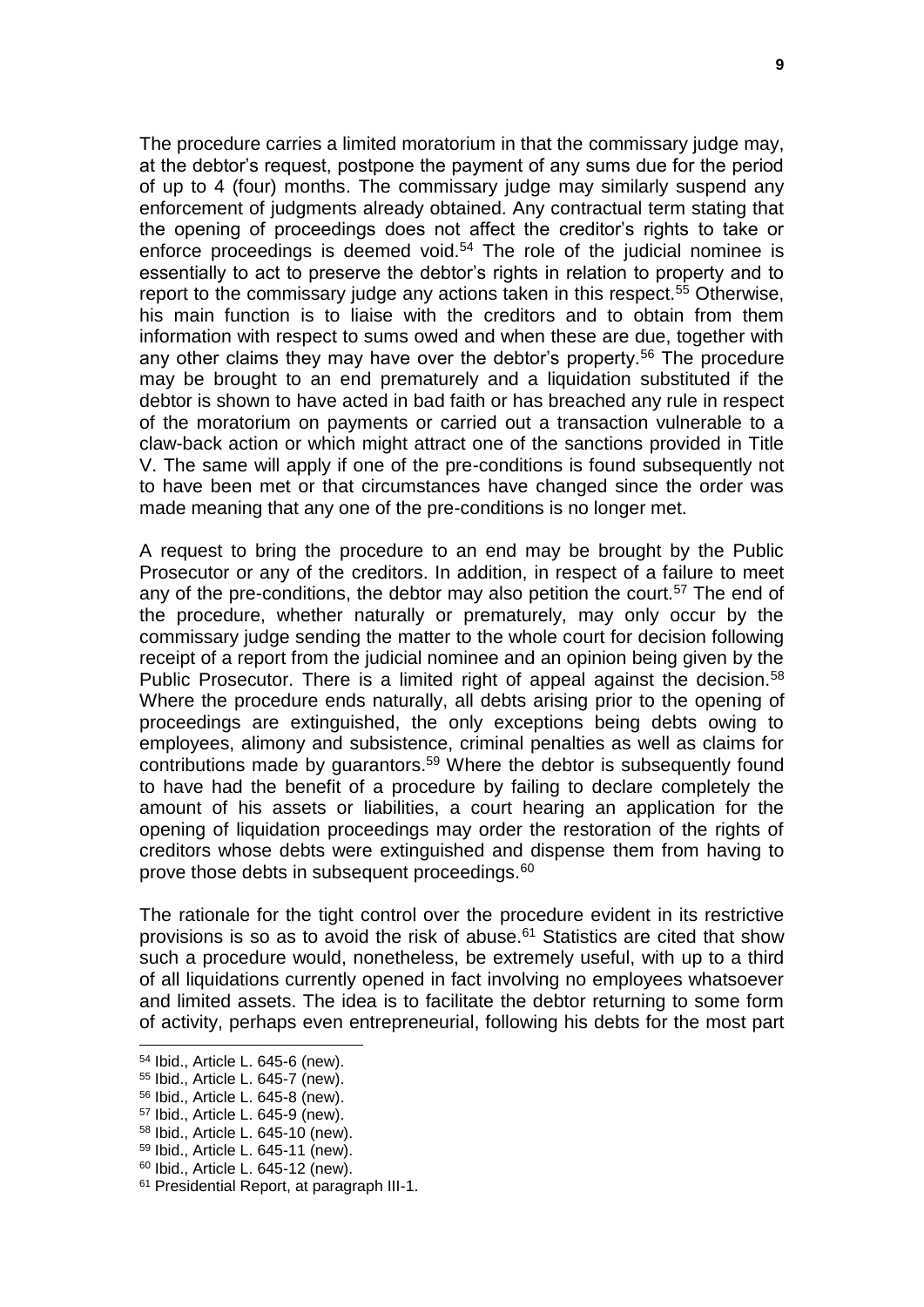The procedure carries a limited moratorium in that the commissary judge may, at the debtor's request, postpone the payment of any sums due for the period of up to 4 (four) months. The commissary judge may similarly suspend any enforcement of judgments already obtained. Any contractual term stating that the opening of proceedings does not affect the creditor's rights to take or enforce proceedings is deemed void.[54] The role of the judicial nominee is essentially to act to preserve the debtor's rights in relation to property and to report to the commissary judge any actions taken in this respect.[55] Otherwise, his main function is to liaise with the creditors and to obtain from them information with respect to sums owed and when these are due, together with any other claims they may have over the debtor's property.[56] The procedure may be brought to an end prematurely and a liquidation substituted if the debtor is shown to have acted in bad faith or has breached any rule in respect of the moratorium on payments or carried out a transaction vulnerable to a claw-back action or which might attract one of the sanctions provided in Title V. The same will apply if one of the pre-conditions is found subsequently not to have been met or that circumstances have changed since the order was made meaning that any one of the pre-conditions is no longer met.

A request to bring the procedure to an end may be brought by the Public Prosecutor or any of the creditors. In addition, in respect of a failure to meet any of the pre-conditions, the debtor may also petition the court.[57] The end of the procedure, whether naturally or prematurely, may only occur by the commissary judge sending the matter to the whole court for decision following receipt of a report from the judicial nominee and an opinion being given by the Public Prosecutor. There is a limited right of appeal against the decision.[58] Where the procedure ends naturally, all debts arising prior to the opening of proceedings are extinguished, the only exceptions being debts owing to employees, alimony and subsistence, criminal penalties as well as claims for contributions made by guarantors.[59] Where the debtor is subsequently found to have had the benefit of a procedure by failing to declare completely the amount of his assets or liabilities, a court hearing an application for the opening of liquidation proceedings may order the restoration of the rights of creditors whose debts were extinguished and dispense them from having to prove those debts in subsequent proceedings.[60]

The rationale for the tight control over the procedure evident in its restrictive provisions is so as to avoid the risk of abuse.[61] Statistics are cited that show such a procedure would, nonetheless, be extremely useful, with up to a third of all liquidations currently opened in fact involving no employees whatsoever and limited assets. The idea is to facilitate the debtor returning to some form of activity, perhaps even entrepreneurial, following his debts for the most part

---

[54] Ibid., Article L. 645-6 (new).

[55] Ibid., Article L. 645-7 (new).

[56] Ibid., Article L. 645-8 (new).

[57] Ibid., Article L. 645-9 (new).

[58] Ibid., Article L. 645-10 (new).

[59] Ibid., Article L. 645-11 (new).

[60] Ibid., Article L. 645-12 (new).

[61] Presidential Report, at paragraph III-1.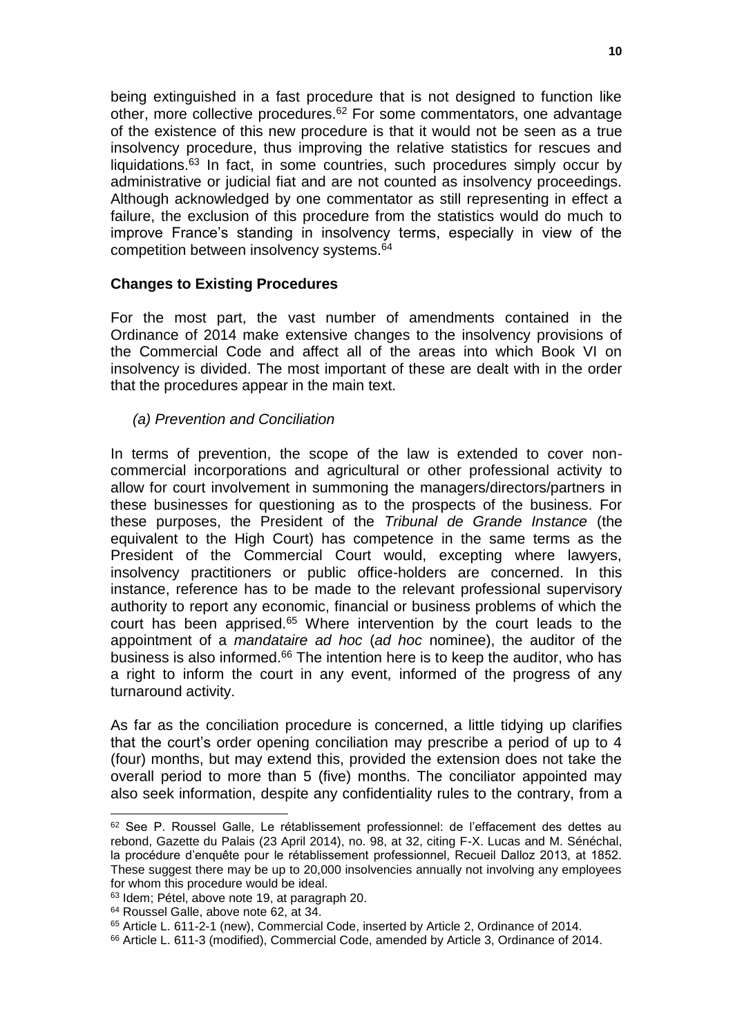being extinguished in a fast procedure that is not designed to function like other, more collective procedures.[62] For some commentators, one advantage of the existence of this new procedure is that it would not be seen as a true insolvency procedure, thus improving the relative statistics for rescues and liquidations.[63] In fact, in some countries, such procedures simply occur by administrative or judicial fiat and are not counted as insolvency proceedings. Although acknowledged by one commentator as still representing in effect a failure, the exclusion of this procedure from the statistics would do much to improve France's standing in insolvency terms, especially in view of the competition between insolvency systems.[64]

**Changes to Existing Procedures**

For the most part, the vast number of amendments contained in the Ordinance of 2014 make extensive changes to the insolvency provisions of the Commercial Code and affect all of the areas into which Book VI on insolvency is divided. The most important of these are dealt with in the order that the procedures appear in the main text.

*(a) Prevention and Conciliation*

In terms of prevention, the scope of the law is extended to cover non-commercial incorporations and agricultural or other professional activity to allow for court involvement in summoning the managers/directors/partners in these businesses for questioning as to the prospects of the business. For these purposes, the President of the *Tribunal de Grande Instance* (the equivalent to the High Court) has competence in the same terms as the President of the Commercial Court would, excepting where lawyers, insolvency practitioners or public office-holders are concerned. In this instance, reference has to be made to the relevant professional supervisory authority to report any economic, financial or business problems of which the court has been apprised.[65] Where intervention by the court leads to the appointment of a *mandataire ad hoc* (*ad hoc* nominee), the auditor of the business is also informed.[66] The intention here is to keep the auditor, who has a right to inform the court in any event, informed of the progress of any turnaround activity.

As far as the conciliation procedure is concerned, a little tidying up clarifies that the court's order opening conciliation may prescribe a period of up to 4 (four) months, but may extend this, provided the extension does not take the overall period to more than 5 (five) months. The conciliator appointed may also seek information, despite any confidentiality rules to the contrary, from a

---

[62] See P. Roussel Galle, Le rétablissement professionnel: de l'effacement des dettes au rebond, Gazette du Palais (23 April 2014), no. 98, at 32, citing F-X. Lucas and M. Sénéchal, la procédure d'enquête pour le rétablissement professionnel, Recueil Dalloz 2013, at 1852. These suggest there may be up to 20,000 insolvencies annually not involving any employees for whom this procedure would be ideal.

[63] Idem; Pétel, above note 19, at paragraph 20.

[64] Roussel Galle, above note 62, at 34.

[65] Article L. 611-2-1 (new), Commercial Code, inserted by Article 2, Ordinance of 2014.

[66] Article L. 611-3 (modified), Commercial Code, amended by Article 3, Ordinance of 2014.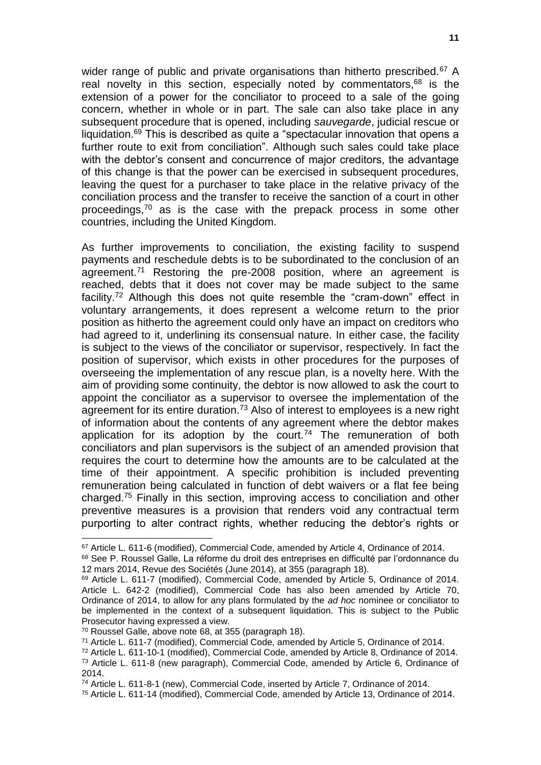wider range of public and private organisations than hitherto prescribed.[67] A real novelty in this section, especially noted by commentators,[68] is the extension of a power for the conciliator to proceed to a sale of the going concern, whether in whole or in part. The sale can also take place in any subsequent procedure that is opened, including *sauvegarde*, judicial rescue or liquidation.[69] This is described as quite a "spectacular innovation that opens a further route to exit from conciliation". Although such sales could take place with the debtor's consent and concurrence of major creditors, the advantage of this change is that the power can be exercised in subsequent procedures, leaving the quest for a purchaser to take place in the relative privacy of the conciliation process and the transfer to receive the sanction of a court in other proceedings,[70] as is the case with the prepack process in some other countries, including the United Kingdom.

As further improvements to conciliation, the existing facility to suspend payments and reschedule debts is to be subordinated to the conclusion of an agreement.[71] Restoring the pre-2008 position, where an agreement is reached, debts that it does not cover may be made subject to the same facility.[72] Although this does not quite resemble the "cram-down" effect in voluntary arrangements, it does represent a welcome return to the prior position as hitherto the agreement could only have an impact on creditors who had agreed to it, underlining its consensual nature. In either case, the facility is subject to the views of the conciliator or supervisor, respectively. In fact the position of supervisor, which exists in other procedures for the purposes of overseeing the implementation of any rescue plan, is a novelty here. With the aim of providing some continuity, the debtor is now allowed to ask the court to appoint the conciliator as a supervisor to oversee the implementation of the agreement for its entire duration.[73] Also of interest to employees is a new right of information about the contents of any agreement where the debtor makes application for its adoption by the court.[74] The remuneration of both conciliators and plan supervisors is the subject of an amended provision that requires the court to determine how the amounts are to be calculated at the time of their appointment. A specific prohibition is included preventing remuneration being calculated in function of debt waivers or a flat fee being charged.[75] Finally in this section, improving access to conciliation and other preventive measures is a provision that renders void any contractual term purporting to alter contract rights, whether reducing the debtor's rights or

---

[67] Article L. 611-6 (modified), Commercial Code, amended by Article 4, Ordinance of 2014.

[68] See P. Roussel Galle, La réforme du droit des entreprises en difficulté par l'ordonnance du 12 mars 2014, Revue des Sociétés (June 2014), at 355 (paragraph 18).

[69] Article L. 611-7 (modified), Commercial Code, amended by Article 5, Ordinance of 2014. Article L. 642-2 (modified), Commercial Code has also been amended by Article 70, Ordinance of 2014, to allow for any plans formulated by the *ad hoc* nominee or conciliator to be implemented in the context of a subsequent liquidation. This is subject to the Public Prosecutor having expressed a view.

[70] Roussel Galle, above note 68, at 355 (paragraph 18).

[71] Article L. 611-7 (modified), Commercial Code, amended by Article 5, Ordinance of 2014.

[72] Article L. 611-10-1 (modified), Commercial Code, amended by Article 8, Ordinance of 2014.

[73] Article L. 611-8 (new paragraph), Commercial Code, amended by Article 6, Ordinance of 2014.

[74] Article L. 611-8-1 (new), Commercial Code, inserted by Article 7, Ordinance of 2014.

[75] Article L. 611-14 (modified), Commercial Code, amended by Article 13, Ordinance of 2014.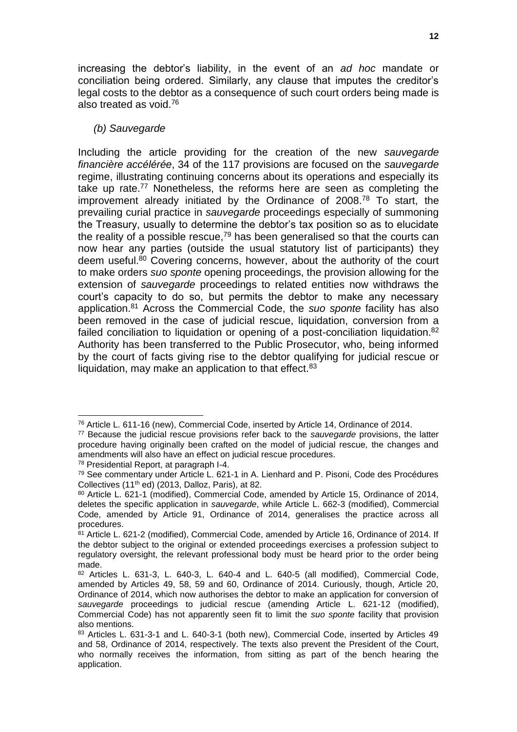increasing the debtor's liability, in the event of an *ad hoc* mandate or conciliation being ordered. Similarly, any clause that imputes the creditor's legal costs to the debtor as a consequence of such court orders being made is also treated as void.[76]

*(b) Sauvegarde*

Including the article providing for the creation of the new *sauvegarde financière accélérée*, 34 of the 117 provisions are focused on the *sauvegarde* regime, illustrating continuing concerns about its operations and especially its take up rate.[77] Nonetheless, the reforms here are seen as completing the improvement already initiated by the Ordinance of 2008.[78] To start, the prevailing curial practice in *sauvegarde* proceedings especially of summoning the Treasury, usually to determine the debtor's tax position so as to elucidate the reality of a possible rescue,[79] has been generalised so that the courts can now hear any parties (outside the usual statutory list of participants) they deem useful.[80] Covering concerns, however, about the authority of the court to make orders *suo sponte* opening proceedings, the provision allowing for the extension of *sauvegarde* proceedings to related entities now withdraws the court's capacity to do so, but permits the debtor to make any necessary application.[81] Across the Commercial Code, the *suo sponte* facility has also been removed in the case of judicial rescue, liquidation, conversion from a failed conciliation to liquidation or opening of a post-conciliation liquidation.[82] Authority has been transferred to the Public Prosecutor, who, being informed by the court of facts giving rise to the debtor qualifying for judicial rescue or liquidation, may make an application to that effect.[83]

---

[76] Article L. 611-16 (new), Commercial Code, inserted by Article 14, Ordinance of 2014.

[77] Because the judicial rescue provisions refer back to the *sauvegarde* provisions, the latter procedure having originally been crafted on the model of judicial rescue, the changes and amendments will also have an effect on judicial rescue procedures.

[78] Presidential Report, at paragraph I-4.

[79] See commentary under Article L. 621-1 in A. Lienhard and P. Pisoni, Code des Procédures Collectives (11th ed) (2013, Dalloz, Paris), at 82.

[80] Article L. 621-1 (modified), Commercial Code, amended by Article 15, Ordinance of 2014, deletes the specific application in *sauvegarde*, while Article L. 662-3 (modified), Commercial Code, amended by Article 91, Ordinance of 2014, generalises the practice across all procedures.

[81] Article L. 621-2 (modified), Commercial Code, amended by Article 16, Ordinance of 2014. If the debtor subject to the original or extended proceedings exercises a profession subject to regulatory oversight, the relevant professional body must be heard prior to the order being made.

[82] Articles L. 631-3, L. 640-3, L. 640-4 and L. 640-5 (all modified), Commercial Code, amended by Articles 49, 58, 59 and 60, Ordinance of 2014. Curiously, though, Article 20, Ordinance of 2014, which now authorises the debtor to make an application for conversion of *sauvegarde* proceedings to judicial rescue (amending Article L. 621-12 (modified), Commercial Code) has not apparently seen fit to limit the *suo sponte* facility that provision also mentions.

[83] Articles L. 631-3-1 and L. 640-3-1 (both new), Commercial Code, inserted by Articles 49 and 58, Ordinance of 2014, respectively. The texts also prevent the President of the Court, who normally receives the information, from sitting as part of the bench hearing the application.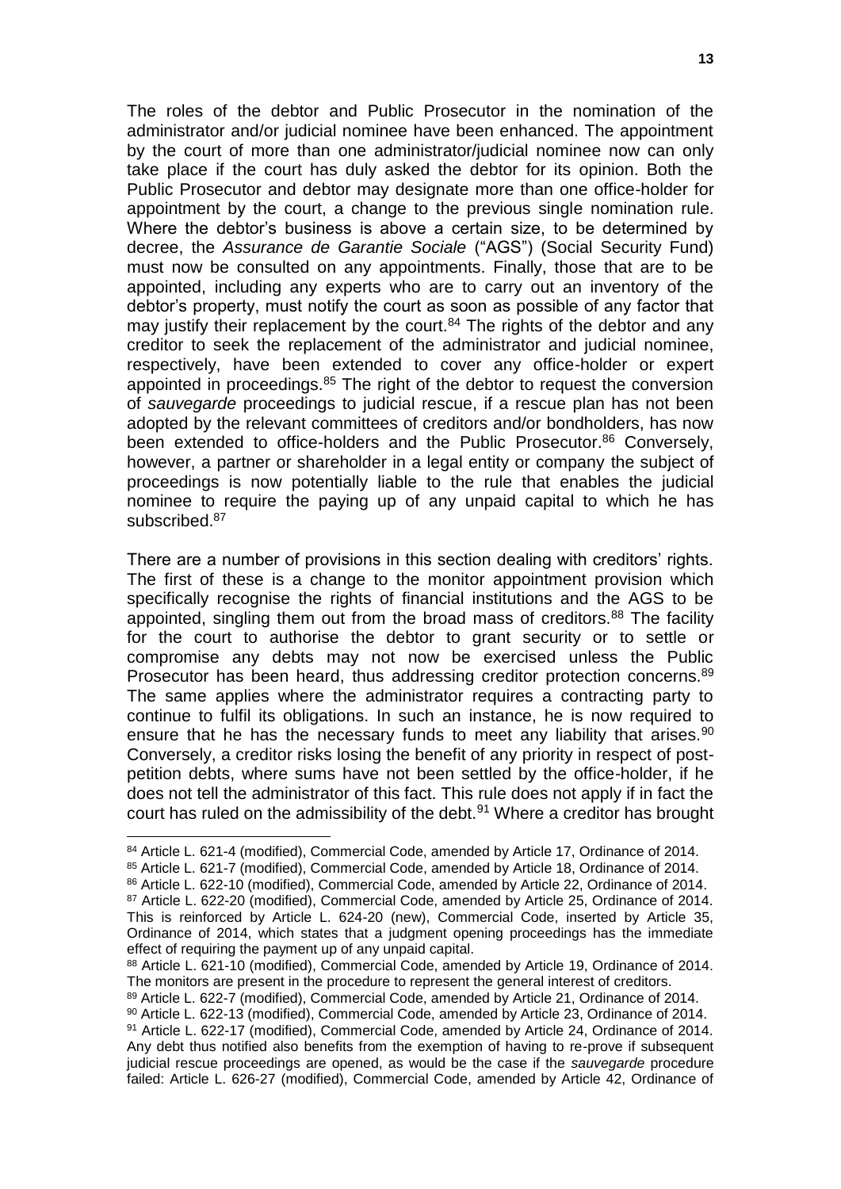The roles of the debtor and Public Prosecutor in the nomination of the administrator and/or judicial nominee have been enhanced. The appointment by the court of more than one administrator/judicial nominee now can only take place if the court has duly asked the debtor for its opinion. Both the Public Prosecutor and debtor may designate more than one office-holder for appointment by the court, a change to the previous single nomination rule. Where the debtor's business is above a certain size, to be determined by decree, the *Assurance de Garantie Sociale* ("AGS") (Social Security Fund) must now be consulted on any appointments. Finally, those that are to be appointed, including any experts who are to carry out an inventory of the debtor's property, must notify the court as soon as possible of any factor that may justify their replacement by the court.[84] The rights of the debtor and any creditor to seek the replacement of the administrator and judicial nominee, respectively, have been extended to cover any office-holder or expert appointed in proceedings.[85] The right of the debtor to request the conversion of *sauvegarde* proceedings to judicial rescue, if a rescue plan has not been adopted by the relevant committees of creditors and/or bondholders, has now been extended to office-holders and the Public Prosecutor.[86] Conversely, however, a partner or shareholder in a legal entity or company the subject of proceedings is now potentially liable to the rule that enables the judicial nominee to require the paying up of any unpaid capital to which he has subscribed.[87]

There are a number of provisions in this section dealing with creditors' rights. The first of these is a change to the monitor appointment provision which specifically recognise the rights of financial institutions and the AGS to be appointed, singling them out from the broad mass of creditors.[88] The facility for the court to authorise the debtor to grant security or to settle or compromise any debts may not now be exercised unless the Public Prosecutor has been heard, thus addressing creditor protection concerns.[89] The same applies where the administrator requires a contracting party to continue to fulfil its obligations. In such an instance, he is now required to ensure that he has the necessary funds to meet any liability that arises.[90] Conversely, a creditor risks losing the benefit of any priority in respect of post-petition debts, where sums have not been settled by the office-holder, if he does not tell the administrator of this fact. This rule does not apply if in fact the court has ruled on the admissibility of the debt.[91] Where a creditor has brought

---

[84] Article L. 621-4 (modified), Commercial Code, amended by Article 17, Ordinance of 2014.

[85] Article L. 621-7 (modified), Commercial Code, amended by Article 18, Ordinance of 2014.

[86] Article L. 622-10 (modified), Commercial Code, amended by Article 22, Ordinance of 2014.

[87] Article L. 622-20 (modified), Commercial Code, amended by Article 25, Ordinance of 2014. This is reinforced by Article L. 624-20 (new), Commercial Code, inserted by Article 35, Ordinance of 2014, which states that a judgment opening proceedings has the immediate effect of requiring the payment up of any unpaid capital.

[88] Article L. 621-10 (modified), Commercial Code, amended by Article 19, Ordinance of 2014. The monitors are present in the procedure to represent the general interest of creditors.

[89] Article L. 622-7 (modified), Commercial Code, amended by Article 21, Ordinance of 2014.

[90] Article L. 622-13 (modified), Commercial Code, amended by Article 23, Ordinance of 2014.

[91] Article L. 622-17 (modified), Commercial Code, amended by Article 24, Ordinance of 2014. Any debt thus notified also benefits from the exemption of having to re-prove if subsequent judicial rescue proceedings are opened, as would be the case if the *sauvegarde* procedure failed: Article L. 626-27 (modified), Commercial Code, amended by Article 42, Ordinance of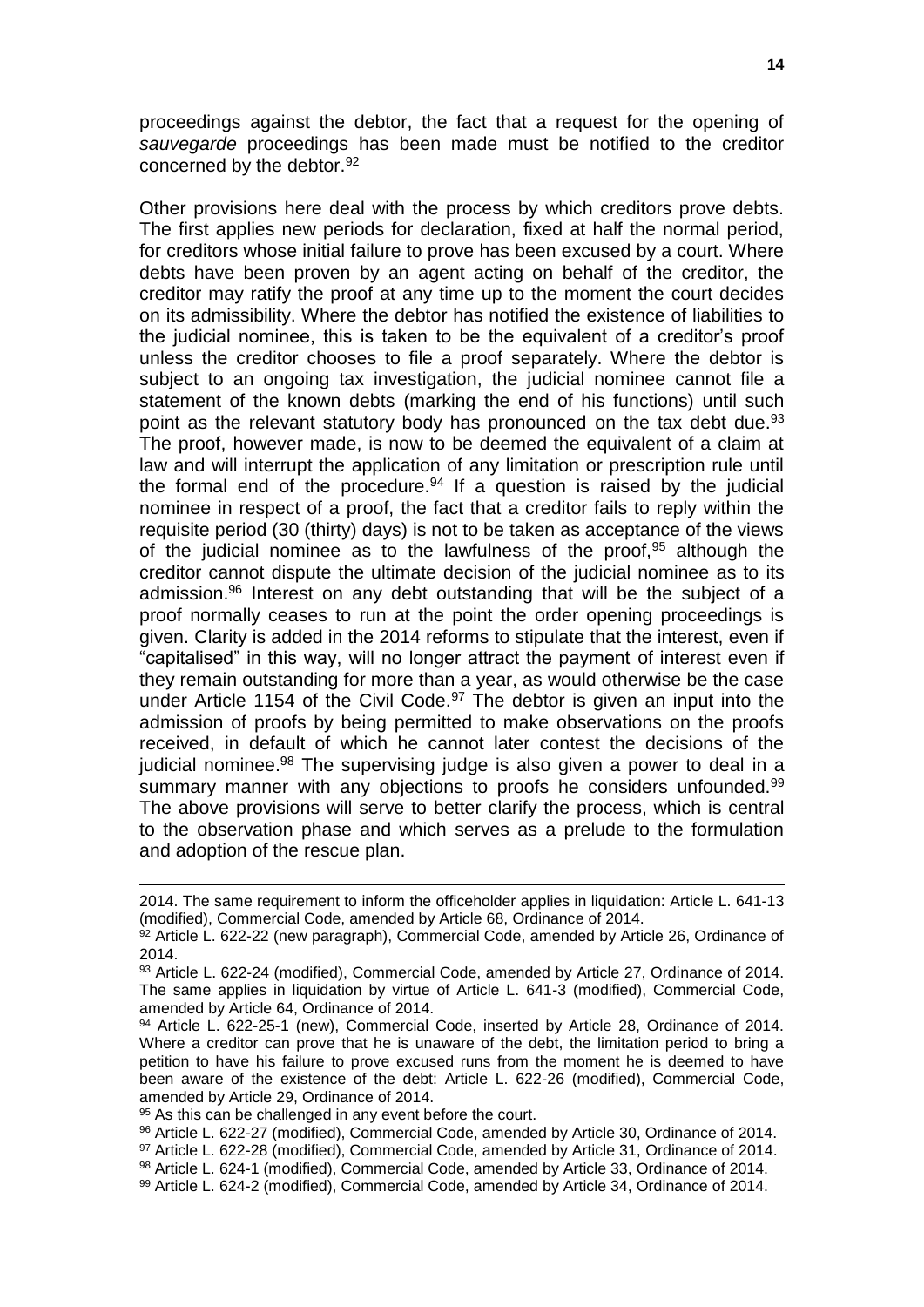proceedings against the debtor, the fact that a request for the opening of *sauvegarde* proceedings has been made must be notified to the creditor concerned by the debtor.[92]

Other provisions here deal with the process by which creditors prove debts. The first applies new periods for declaration, fixed at half the normal period, for creditors whose initial failure to prove has been excused by a court. Where debts have been proven by an agent acting on behalf of the creditor, the creditor may ratify the proof at any time up to the moment the court decides on its admissibility. Where the debtor has notified the existence of liabilities to the judicial nominee, this is taken to be the equivalent of a creditor's proof unless the creditor chooses to file a proof separately. Where the debtor is subject to an ongoing tax investigation, the judicial nominee cannot file a statement of the known debts (marking the end of his functions) until such point as the relevant statutory body has pronounced on the tax debt due.[93] The proof, however made, is now to be deemed the equivalent of a claim at law and will interrupt the application of any limitation or prescription rule until the formal end of the procedure.[94] If a question is raised by the judicial nominee in respect of a proof, the fact that a creditor fails to reply within the requisite period (30 (thirty) days) is not to be taken as acceptance of the views of the judicial nominee as to the lawfulness of the proof,[95] although the creditor cannot dispute the ultimate decision of the judicial nominee as to its admission.[96] Interest on any debt outstanding that will be the subject of a proof normally ceases to run at the point the order opening proceedings is given. Clarity is added in the 2014 reforms to stipulate that the interest, even if "capitalised" in this way, will no longer attract the payment of interest even if they remain outstanding for more than a year, as would otherwise be the case under Article 1154 of the Civil Code.[97] The debtor is given an input into the admission of proofs by being permitted to make observations on the proofs received, in default of which he cannot later contest the decisions of the judicial nominee.[98] The supervising judge is also given a power to deal in a summary manner with any objections to proofs he considers unfounded.[99] The above provisions will serve to better clarify the process, which is central to the observation phase and which serves as a prelude to the formulation and adoption of the rescue plan.

---

2014. The same requirement to inform the officeholder applies in liquidation: Article L. 641-13 (modified), Commercial Code, amended by Article 68, Ordinance of 2014.

[92] Article L. 622-22 (new paragraph), Commercial Code, amended by Article 26, Ordinance of 2014.

[93] Article L. 622-24 (modified), Commercial Code, amended by Article 27, Ordinance of 2014. The same applies in liquidation by virtue of Article L. 641-3 (modified), Commercial Code, amended by Article 64, Ordinance of 2014.

[94] Article L. 622-25-1 (new), Commercial Code, inserted by Article 28, Ordinance of 2014. Where a creditor can prove that he is unaware of the debt, the limitation period to bring a petition to have his failure to prove excused runs from the moment he is deemed to have been aware of the existence of the debt: Article L. 622-26 (modified), Commercial Code, amended by Article 29, Ordinance of 2014.

[95] As this can be challenged in any event before the court.

[96] Article L. 622-27 (modified), Commercial Code, amended by Article 30, Ordinance of 2014.

[97] Article L. 622-28 (modified), Commercial Code, amended by Article 31, Ordinance of 2014.

[98] Article L. 624-1 (modified), Commercial Code, amended by Article 33, Ordinance of 2014.

[99] Article L. 624-2 (modified), Commercial Code, amended by Article 34, Ordinance of 2014.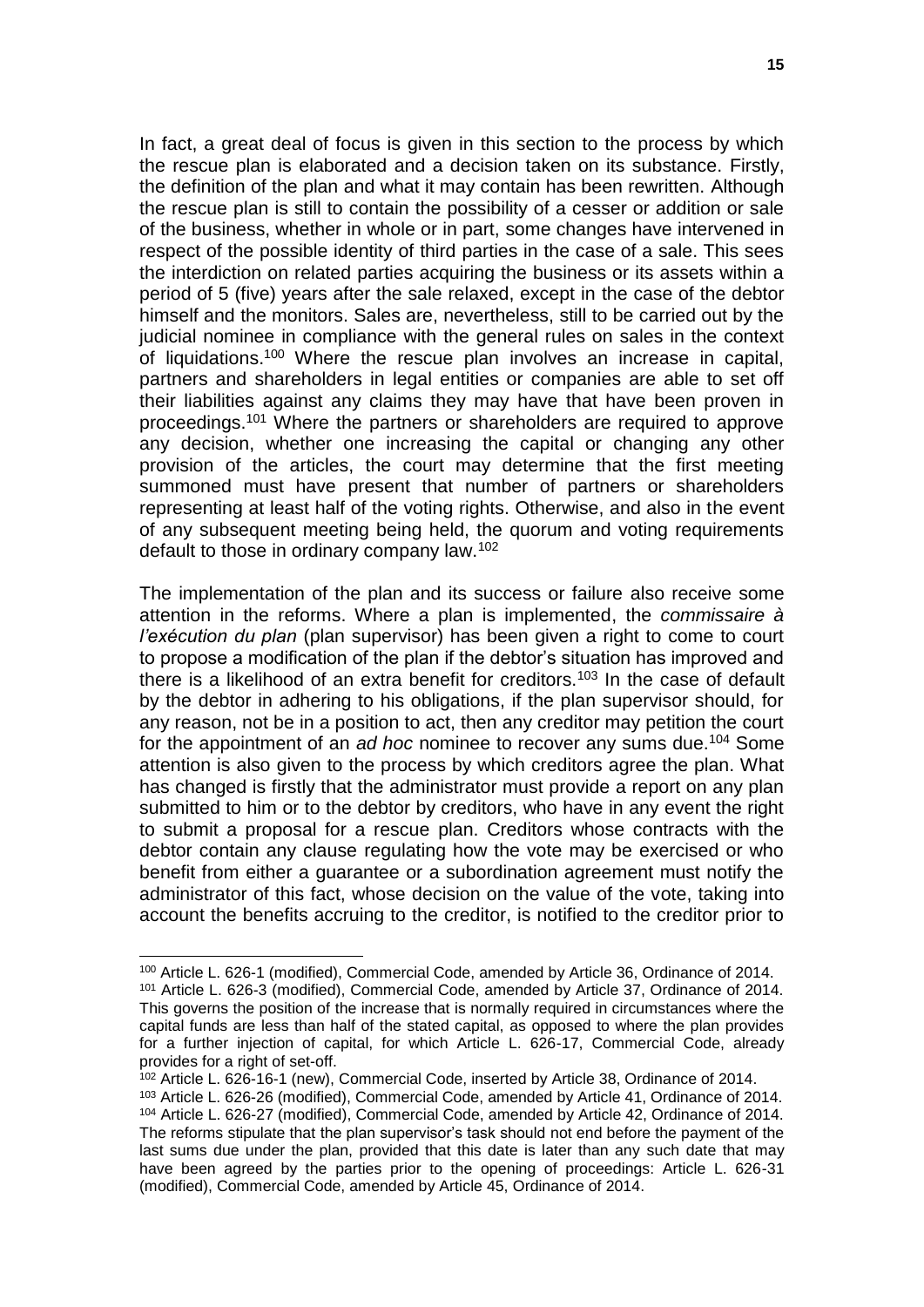In fact, a great deal of focus is given in this section to the process by which the rescue plan is elaborated and a decision taken on its substance. Firstly, the definition of the plan and what it may contain has been rewritten. Although the rescue plan is still to contain the possibility of a cesser or addition or sale of the business, whether in whole or in part, some changes have intervened in respect of the possible identity of third parties in the case of a sale. This sees the interdiction on related parties acquiring the business or its assets within a period of 5 (five) years after the sale relaxed, except in the case of the debtor himself and the monitors. Sales are, nevertheless, still to be carried out by the judicial nominee in compliance with the general rules on sales in the context of liquidations.[100] Where the rescue plan involves an increase in capital, partners and shareholders in legal entities or companies are able to set off their liabilities against any claims they may have that have been proven in proceedings.[101] Where the partners or shareholders are required to approve any decision, whether one increasing the capital or changing any other provision of the articles, the court may determine that the first meeting summoned must have present that number of partners or shareholders representing at least half of the voting rights. Otherwise, and also in the event of any subsequent meeting being held, the quorum and voting requirements default to those in ordinary company law.[102]

The implementation of the plan and its success or failure also receive some attention in the reforms. Where a plan is implemented, the *commissaire à l'exécution du plan* (plan supervisor) has been given a right to come to court to propose a modification of the plan if the debtor's situation has improved and there is a likelihood of an extra benefit for creditors.[103] In the case of default by the debtor in adhering to his obligations, if the plan supervisor should, for any reason, not be in a position to act, then any creditor may petition the court for the appointment of an *ad hoc* nominee to recover any sums due.[104] Some attention is also given to the process by which creditors agree the plan. What has changed is firstly that the administrator must provide a report on any plan submitted to him or to the debtor by creditors, who have in any event the right to submit a proposal for a rescue plan. Creditors whose contracts with the debtor contain any clause regulating how the vote may be exercised or who benefit from either a guarantee or a subordination agreement must notify the administrator of this fact, whose decision on the value of the vote, taking into account the benefits accruing to the creditor, is notified to the creditor prior to

---

[100] Article L. 626-1 (modified), Commercial Code, amended by Article 36, Ordinance of 2014.

[101] Article L. 626-3 (modified), Commercial Code, amended by Article 37, Ordinance of 2014. This governs the position of the increase that is normally required in circumstances where the capital funds are less than half of the stated capital, as opposed to where the plan provides for a further injection of capital, for which Article L. 626-17, Commercial Code, already provides for a right of set-off.

[102] Article L. 626-16-1 (new), Commercial Code, inserted by Article 38, Ordinance of 2014.

[103] Article L. 626-26 (modified), Commercial Code, amended by Article 41, Ordinance of 2014.

[104] Article L. 626-27 (modified), Commercial Code, amended by Article 42, Ordinance of 2014. The reforms stipulate that the plan supervisor's task should not end before the payment of the last sums due under the plan, provided that this date is later than any such date that may have been agreed by the parties prior to the opening of proceedings: Article L. 626-31 (modified), Commercial Code, amended by Article 45, Ordinance of 2014.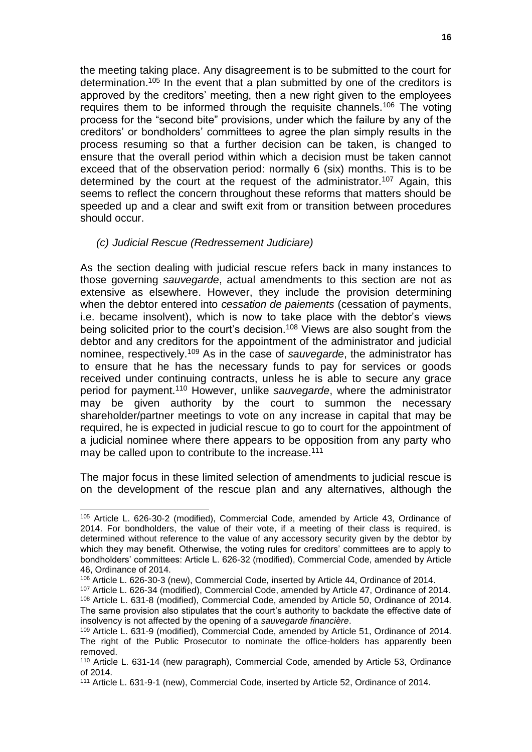the meeting taking place. Any disagreement is to be submitted to the court for determination.[105] In the event that a plan submitted by one of the creditors is approved by the creditors' meeting, then a new right given to the employees requires them to be informed through the requisite channels.[106] The voting process for the "second bite" provisions, under which the failure by any of the creditors' or bondholders' committees to agree the plan simply results in the process resuming so that a further decision can be taken, is changed to ensure that the overall period within which a decision must be taken cannot exceed that of the observation period: normally 6 (six) months. This is to be determined by the court at the request of the administrator.[107] Again, this seems to reflect the concern throughout these reforms that matters should be speeded up and a clear and swift exit from or transition between procedures should occur.

### *(c) Judicial Rescue (Redressement Judiciare)*

As the section dealing with judicial rescue refers back in many instances to those governing *sauvegarde*, actual amendments to this section are not as extensive as elsewhere. However, they include the provision determining when the debtor entered into *cessation de paiements* (cessation of payments, i.e. became insolvent), which is now to take place with the debtor's views being solicited prior to the court's decision.[108] Views are also sought from the debtor and any creditors for the appointment of the administrator and judicial nominee, respectively.[109] As in the case of *sauvegarde*, the administrator has to ensure that he has the necessary funds to pay for services or goods received under continuing contracts, unless he is able to secure any grace period for payment.[110] However, unlike *sauvegarde*, where the administrator may be given authority by the court to summon the necessary shareholder/partner meetings to vote on any increase in capital that may be required, he is expected in judicial rescue to go to court for the appointment of a judicial nominee where there appears to be opposition from any party who may be called upon to contribute to the increase.[111]

The major focus in these limited selection of amendments to judicial rescue is on the development of the rescue plan and any alternatives, although the

---

[105] Article L. 626-30-2 (modified), Commercial Code, amended by Article 43, Ordinance of 2014. For bondholders, the value of their vote, if a meeting of their class is required, is determined without reference to the value of any accessory security given by the debtor by which they may benefit. Otherwise, the voting rules for creditors' committees are to apply to bondholders' committees: Article L. 626-32 (modified), Commercial Code, amended by Article 46, Ordinance of 2014.

[106] Article L. 626-30-3 (new), Commercial Code, inserted by Article 44, Ordinance of 2014.

[107] Article L. 626-34 (modified), Commercial Code, amended by Article 47, Ordinance of 2014.

[108] Article L. 631-8 (modified), Commercial Code, amended by Article 50, Ordinance of 2014. The same provision also stipulates that the court's authority to backdate the effective date of insolvency is not affected by the opening of a *sauvegarde financière*.

[109] Article L. 631-9 (modified), Commercial Code, amended by Article 51, Ordinance of 2014. The right of the Public Prosecutor to nominate the office-holders has apparently been removed.

[110] Article L. 631-14 (new paragraph), Commercial Code, amended by Article 53, Ordinance of 2014.

[111] Article L. 631-9-1 (new), Commercial Code, inserted by Article 52, Ordinance of 2014.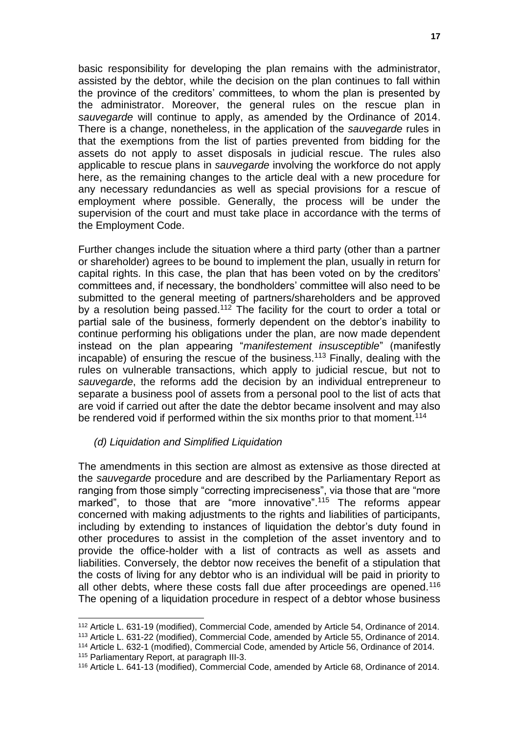basic responsibility for developing the plan remains with the administrator, assisted by the debtor, while the decision on the plan continues to fall within the province of the creditors' committees, to whom the plan is presented by the administrator. Moreover, the general rules on the rescue plan in *sauvegarde* will continue to apply, as amended by the Ordinance of 2014. There is a change, nonetheless, in the application of the *sauvegarde* rules in that the exemptions from the list of parties prevented from bidding for the assets do not apply to asset disposals in judicial rescue. The rules also applicable to rescue plans in *sauvegarde* involving the workforce do not apply here, as the remaining changes to the article deal with a new procedure for any necessary redundancies as well as special provisions for a rescue of employment where possible. Generally, the process will be under the supervision of the court and must take place in accordance with the terms of the Employment Code.

Further changes include the situation where a third party (other than a partner or shareholder) agrees to be bound to implement the plan, usually in return for capital rights. In this case, the plan that has been voted on by the creditors' committees and, if necessary, the bondholders' committee will also need to be submitted to the general meeting of partners/shareholders and be approved by a resolution being passed.[112] The facility for the court to order a total or partial sale of the business, formerly dependent on the debtor's inability to continue performing his obligations under the plan, are now made dependent instead on the plan appearing "*manifestement insusceptible*" (manifestly incapable) of ensuring the rescue of the business.[113] Finally, dealing with the rules on vulnerable transactions, which apply to judicial rescue, but not to *sauvegarde*, the reforms add the decision by an individual entrepreneur to separate a business pool of assets from a personal pool to the list of acts that are void if carried out after the date the debtor became insolvent and may also be rendered void if performed within the six months prior to that moment.[114]

### *(d) Liquidation and Simplified Liquidation*

The amendments in this section are almost as extensive as those directed at the *sauvegarde* procedure and are described by the Parliamentary Report as ranging from those simply "correcting impreciseness", via those that are "more marked", to those that are "more innovative".[115] The reforms appear concerned with making adjustments to the rights and liabilities of participants, including by extending to instances of liquidation the debtor's duty found in other procedures to assist in the completion of the asset inventory and to provide the office-holder with a list of contracts as well as assets and liabilities. Conversely, the debtor now receives the benefit of a stipulation that the costs of living for any debtor who is an individual will be paid in priority to all other debts, where these costs fall due after proceedings are opened.[116] The opening of a liquidation procedure in respect of a debtor whose business

---

[112] Article L. 631-19 (modified), Commercial Code, amended by Article 54, Ordinance of 2014.

[113] Article L. 631-22 (modified), Commercial Code, amended by Article 55, Ordinance of 2014.

[114] Article L. 632-1 (modified), Commercial Code, amended by Article 56, Ordinance of 2014.

[115] Parliamentary Report, at paragraph III-3.

[116] Article L. 641-13 (modified), Commercial Code, amended by Article 68, Ordinance of 2014.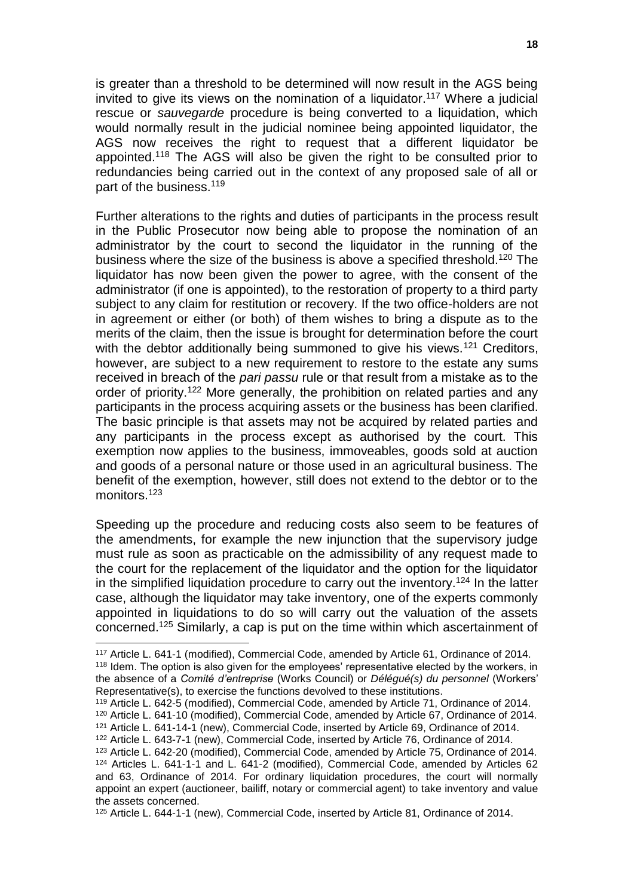is greater than a threshold to be determined will now result in the AGS being invited to give its views on the nomination of a liquidator.[117] Where a judicial rescue or *sauvegarde* procedure is being converted to a liquidation, which would normally result in the judicial nominee being appointed liquidator, the AGS now receives the right to request that a different liquidator be appointed.[118] The AGS will also be given the right to be consulted prior to redundancies being carried out in the context of any proposed sale of all or part of the business.[119]

Further alterations to the rights and duties of participants in the process result in the Public Prosecutor now being able to propose the nomination of an administrator by the court to second the liquidator in the running of the business where the size of the business is above a specified threshold.[120] The liquidator has now been given the power to agree, with the consent of the administrator (if one is appointed), to the restoration of property to a third party subject to any claim for restitution or recovery. If the two office-holders are not in agreement or either (or both) of them wishes to bring a dispute as to the merits of the claim, then the issue is brought for determination before the court with the debtor additionally being summoned to give his views.[121] Creditors, however, are subject to a new requirement to restore to the estate any sums received in breach of the *pari passu* rule or that result from a mistake as to the order of priority.[122] More generally, the prohibition on related parties and any participants in the process acquiring assets or the business has been clarified. The basic principle is that assets may not be acquired by related parties and any participants in the process except as authorised by the court. This exemption now applies to the business, immoveables, goods sold at auction and goods of a personal nature or those used in an agricultural business. The benefit of the exemption, however, still does not extend to the debtor or to the monitors.[123]

Speeding up the procedure and reducing costs also seem to be features of the amendments, for example the new injunction that the supervisory judge must rule as soon as practicable on the admissibility of any request made to the court for the replacement of the liquidator and the option for the liquidator in the simplified liquidation procedure to carry out the inventory.[124] In the latter case, although the liquidator may take inventory, one of the experts commonly appointed in liquidations to do so will carry out the valuation of the assets concerned.[125] Similarly, a cap is put on the time within which ascertainment of

---

[117] Article L. 641-1 (modified), Commercial Code, amended by Article 61, Ordinance of 2014.

[118] Idem. The option is also given for the employees' representative elected by the workers, in the absence of a *Comité d'entreprise* (Works Council) or *Délégué(s) du personnel* (Workers' Representative(s), to exercise the functions devolved to these institutions.

[119] Article L. 642-5 (modified), Commercial Code, amended by Article 71, Ordinance of 2014.

[120] Article L. 641-10 (modified), Commercial Code, amended by Article 67, Ordinance of 2014.

[121] Article L. 641-14-1 (new), Commercial Code, inserted by Article 69, Ordinance of 2014.

[122] Article L. 643-7-1 (new), Commercial Code, inserted by Article 76, Ordinance of 2014.

[123] Article L. 642-20 (modified), Commercial Code, amended by Article 75, Ordinance of 2014.

[124] Articles L. 641-1-1 and L. 641-2 (modified), Commercial Code, amended by Articles 62 and 63, Ordinance of 2014. For ordinary liquidation procedures, the court will normally appoint an expert (auctioneer, bailiff, notary or commercial agent) to take inventory and value the assets concerned.

[125] Article L. 644-1-1 (new), Commercial Code, inserted by Article 81, Ordinance of 2014.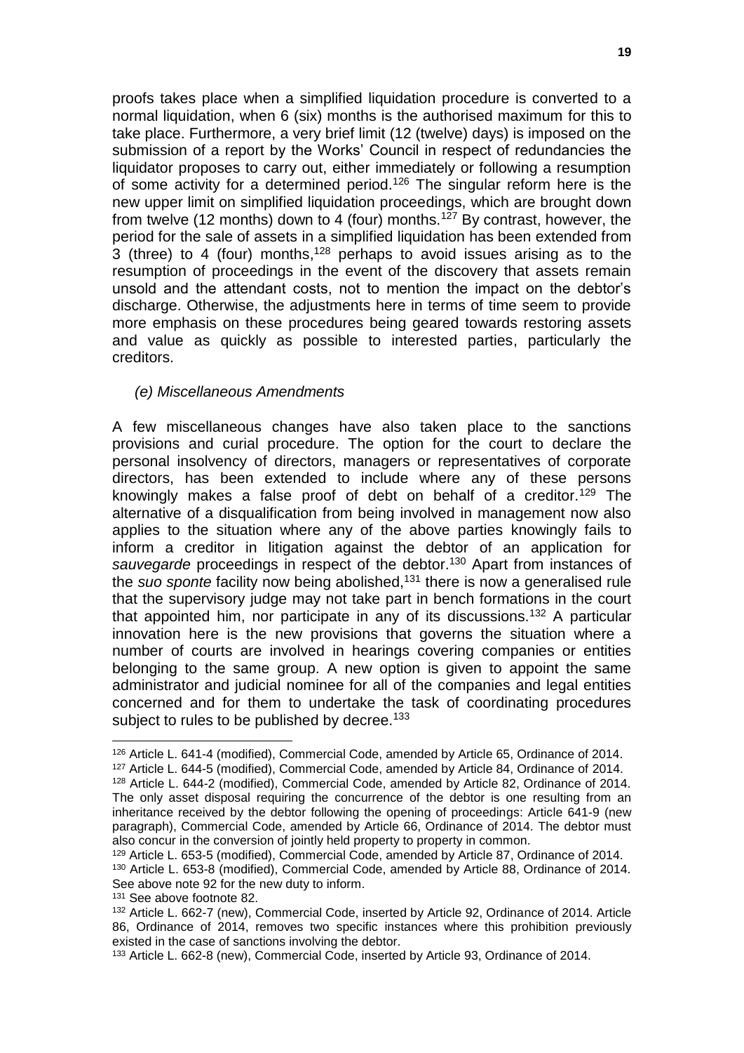proofs takes place when a simplified liquidation procedure is converted to a normal liquidation, when 6 (six) months is the authorised maximum for this to take place. Furthermore, a very brief limit (12 (twelve) days) is imposed on the submission of a report by the Works' Council in respect of redundancies the liquidator proposes to carry out, either immediately or following a resumption of some activity for a determined period.[126] The singular reform here is the new upper limit on simplified liquidation proceedings, which are brought down from twelve (12 months) down to 4 (four) months.[127] By contrast, however, the period for the sale of assets in a simplified liquidation has been extended from 3 (three) to 4 (four) months,[128] perhaps to avoid issues arising as to the resumption of proceedings in the event of the discovery that assets remain unsold and the attendant costs, not to mention the impact on the debtor's discharge. Otherwise, the adjustments here in terms of time seem to provide more emphasis on these procedures being geared towards restoring assets and value as quickly as possible to interested parties, particularly the creditors.

### *(e) Miscellaneous Amendments*

A few miscellaneous changes have also taken place to the sanctions provisions and curial procedure. The option for the court to declare the personal insolvency of directors, managers or representatives of corporate directors, has been extended to include where any of these persons knowingly makes a false proof of debt on behalf of a creditor.[129] The alternative of a disqualification from being involved in management now also applies to the situation where any of the above parties knowingly fails to inform a creditor in litigation against the debtor of an application for *sauvegarde* proceedings in respect of the debtor.[130] Apart from instances of the *suo sponte* facility now being abolished,[131] there is now a generalised rule that the supervisory judge may not take part in bench formations in the court that appointed him, nor participate in any of its discussions.[132] A particular innovation here is the new provisions that governs the situation where a number of courts are involved in hearings covering companies or entities belonging to the same group. A new option is given to appoint the same administrator and judicial nominee for all of the companies and legal entities concerned and for them to undertake the task of coordinating procedures subject to rules to be published by decree.[133]

---

[126] Article L. 641-4 (modified), Commercial Code, amended by Article 65, Ordinance of 2014.

[127] Article L. 644-5 (modified), Commercial Code, amended by Article 84, Ordinance of 2014.

[128] Article L. 644-2 (modified), Commercial Code, amended by Article 82, Ordinance of 2014. The only asset disposal requiring the concurrence of the debtor is one resulting from an inheritance received by the debtor following the opening of proceedings: Article 641-9 (new paragraph), Commercial Code, amended by Article 66, Ordinance of 2014. The debtor must also concur in the conversion of jointly held property to property in common.

[129] Article L. 653-5 (modified), Commercial Code, amended by Article 87, Ordinance of 2014.

[130] Article L. 653-8 (modified), Commercial Code, amended by Article 88, Ordinance of 2014. See above note 92 for the new duty to inform.

[131] See above footnote 82.

[132] Article L. 662-7 (new), Commercial Code, inserted by Article 92, Ordinance of 2014. Article 86, Ordinance of 2014, removes two specific instances where this prohibition previously existed in the case of sanctions involving the debtor.

[133] Article L. 662-8 (new), Commercial Code, inserted by Article 93, Ordinance of 2014.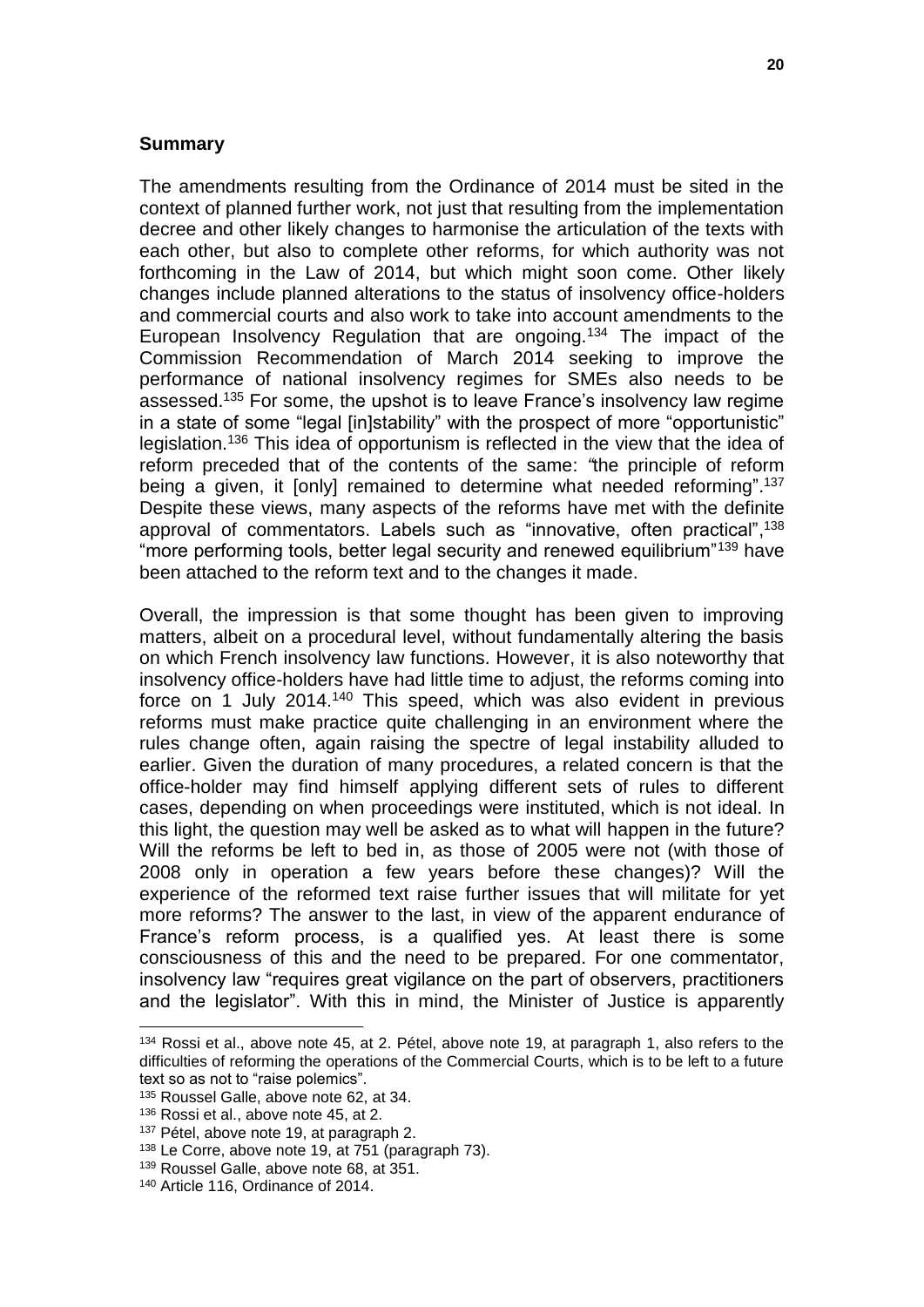**Summary**

The amendments resulting from the Ordinance of 2014 must be sited in the context of planned further work, not just that resulting from the implementation decree and other likely changes to harmonise the articulation of the texts with each other, but also to complete other reforms, for which authority was not forthcoming in the Law of 2014, but which might soon come. Other likely changes include planned alterations to the status of insolvency office-holders and commercial courts and also work to take into account amendments to the European Insolvency Regulation that are ongoing.[134] The impact of the Commission Recommendation of March 2014 seeking to improve the performance of national insolvency regimes for SMEs also needs to be assessed.[135] For some, the upshot is to leave France's insolvency law regime in a state of some "legal [in]stability" with the prospect of more "opportunistic" legislation.[136] This idea of opportunism is reflected in the view that the idea of reform preceded that of the contents of the same: "the principle of reform being a given, it [only] remained to determine what needed reforming".[137] Despite these views, many aspects of the reforms have met with the definite approval of commentators. Labels such as "innovative, often practical",[138] "more performing tools, better legal security and renewed equilibrium"[139] have been attached to the reform text and to the changes it made.

Overall, the impression is that some thought has been given to improving matters, albeit on a procedural level, without fundamentally altering the basis on which French insolvency law functions. However, it is also noteworthy that insolvency office-holders have had little time to adjust, the reforms coming into force on 1 July 2014.[140] This speed, which was also evident in previous reforms must make practice quite challenging in an environment where the rules change often, again raising the spectre of legal instability alluded to earlier. Given the duration of many procedures, a related concern is that the office-holder may find himself applying different sets of rules to different cases, depending on when proceedings were instituted, which is not ideal. In this light, the question may well be asked as to what will happen in the future? Will the reforms be left to bed in, as those of 2005 were not (with those of 2008 only in operation a few years before these changes)? Will the experience of the reformed text raise further issues that will militate for yet more reforms? The answer to the last, in view of the apparent endurance of France's reform process, is a qualified yes. At least there is some consciousness of this and the need to be prepared. For one commentator, insolvency law "requires great vigilance on the part of observers, practitioners and the legislator". With this in mind, the Minister of Justice is apparently

---

[134] Rossi et al., above note 45, at 2. Pétel, above note 19, at paragraph 1, also refers to the difficulties of reforming the operations of the Commercial Courts, which is to be left to a future text so as not to "raise polemics".

[135] Roussel Galle, above note 62, at 34.

[136] Rossi et al., above note 45, at 2.

[137] Pétel, above note 19, at paragraph 2.

[138] Le Corre, above note 19, at 751 (paragraph 73).

[139] Roussel Galle, above note 68, at 351.

[140] Article 116, Ordinance of 2014.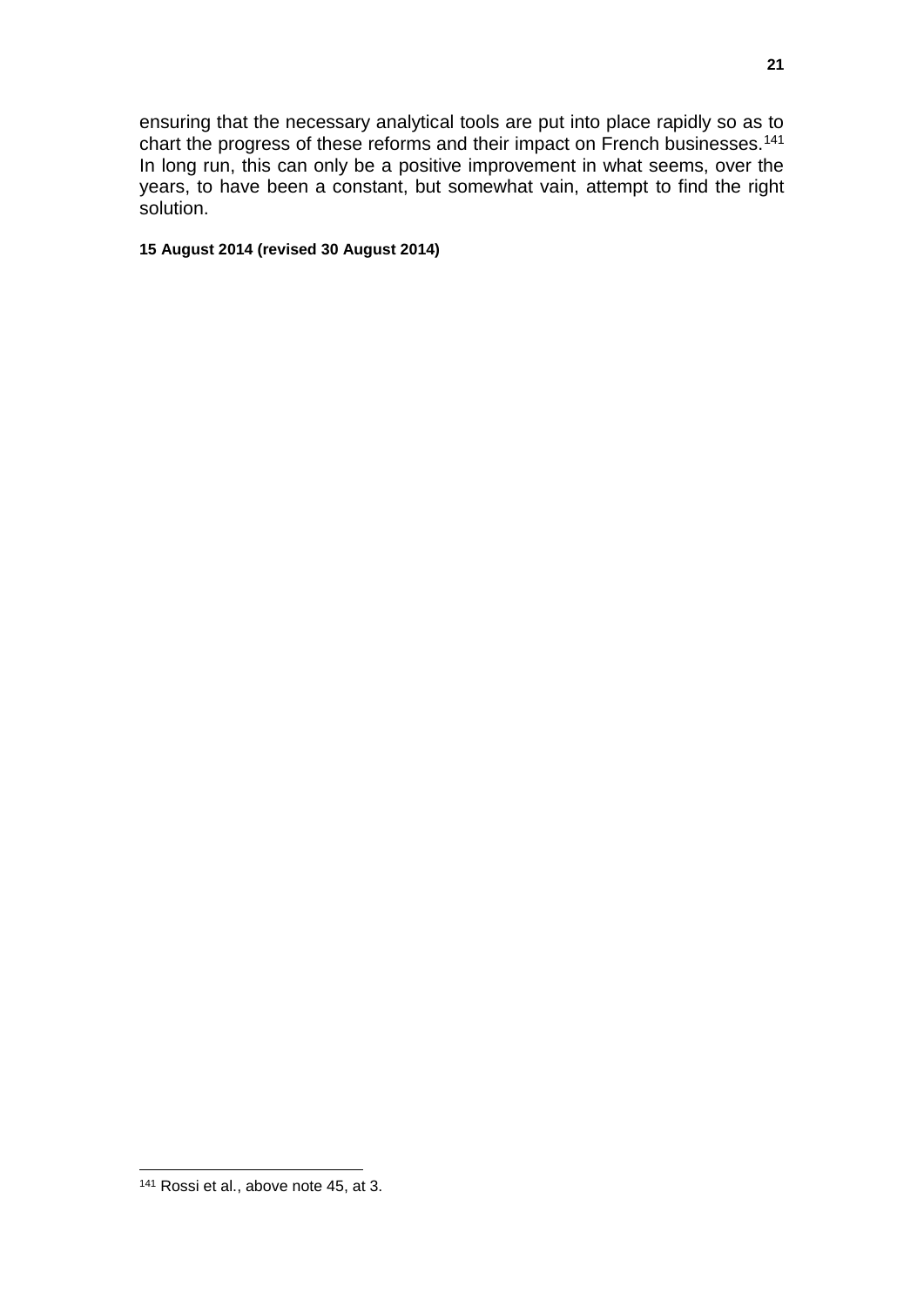ensuring that the necessary analytical tools are put into place rapidly so as to chart the progress of these reforms and their impact on French businesses.[141] In long run, this can only be a positive improvement in what seems, over the years, to have been a constant, but somewhat vain, attempt to find the right solution.

**15 August 2014 (revised 30 August 2014)**

---

[141] Rossi et al., above note 45, at 3.